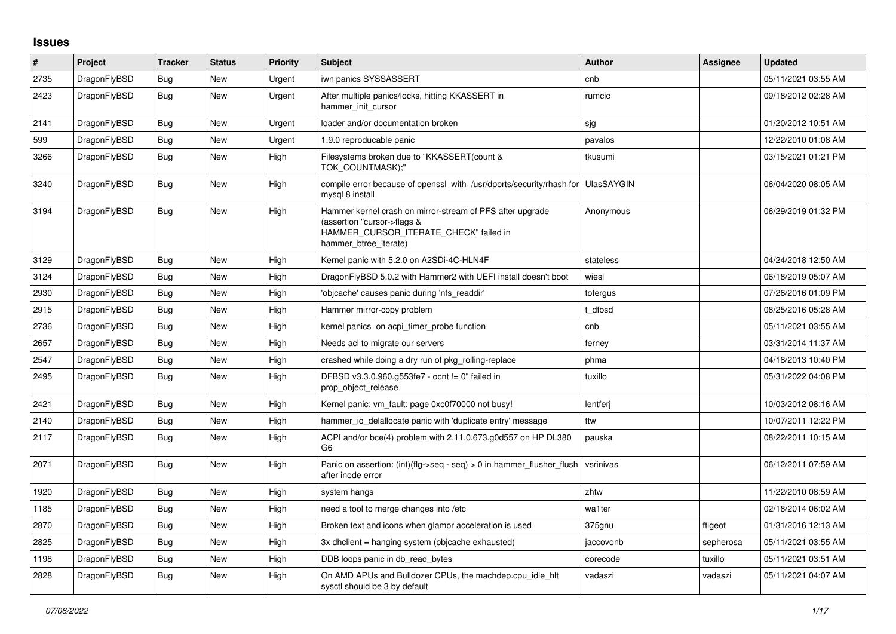## Issues

| # | Project | Tracker | Status | Priority | Subject | Author | Assignee | Updated |
|---|---|---|---|---|---|---|---|---|
| 2735 | DragonFlyBSD | Bug | New | Urgent | iwn panics SYSSASSERT | cnb | | 05/11/2021 03:55 AM |
| 2423 | DragonFlyBSD | Bug | New | Urgent | After multiple panics/locks, hitting KKASSERT in hammer_init_cursor | rumcic | | 09/18/2012 02:28 AM |
| 2141 | DragonFlyBSD | Bug | New | Urgent | loader and/or documentation broken | sjg | | 01/20/2012 10:51 AM |
| 599 | DragonFlyBSD | Bug | New | Urgent | 1.9.0 reproducable panic | pavalos | | 12/22/2010 01:08 AM |
| 3266 | DragonFlyBSD | Bug | New | High | Filesystems broken due to "KKASSERT(count & TOK_COUNTMASK);" | tkusumi | | 03/15/2021 01:21 PM |
| 3240 | DragonFlyBSD | Bug | New | High | compile error because of openssl with /usr/dports/security/rhash for mysql 8 install | UlasSAYGIN | | 06/04/2020 08:05 AM |
| 3194 | DragonFlyBSD | Bug | New | High | Hammer kernel crash on mirror-stream of PFS after upgrade (assertion "cursor->flags & HAMMER_CURSOR_ITERATE_CHECK" failed in hammer_btree_iterate) | Anonymous | | 06/29/2019 01:32 PM |
| 3129 | DragonFlyBSD | Bug | New | High | Kernel panic with 5.2.0 on A2SDi-4C-HLN4F | stateless | | 04/24/2018 12:50 AM |
| 3124 | DragonFlyBSD | Bug | New | High | DragonFlyBSD 5.0.2 with Hammer2 with UEFI install doesn't boot | wiesl | | 06/18/2019 05:07 AM |
| 2930 | DragonFlyBSD | Bug | New | High | 'objcache' causes panic during 'nfs_readdir' | tofergus | | 07/26/2016 01:09 PM |
| 2915 | DragonFlyBSD | Bug | New | High | Hammer mirror-copy problem | t_dfbsd | | 08/25/2016 05:28 AM |
| 2736 | DragonFlyBSD | Bug | New | High | kernel panics on acpi_timer_probe function | cnb | | 05/11/2021 03:55 AM |
| 2657 | DragonFlyBSD | Bug | New | High | Needs acl to migrate our servers | ferney | | 03/31/2014 11:37 AM |
| 2547 | DragonFlyBSD | Bug | New | High | crashed while doing a dry run of pkg_rolling-replace | phma | | 04/18/2013 10:40 PM |
| 2495 | DragonFlyBSD | Bug | New | High | DFBSD v3.3.0.960.g553fe7 - ocnt != 0" failed in prop_object_release | tuxillo | | 05/31/2022 04:08 PM |
| 2421 | DragonFlyBSD | Bug | New | High | Kernel panic: vm_fault: page 0xc0f70000 not busy! | lentferj | | 10/03/2012 08:16 AM |
| 2140 | DragonFlyBSD | Bug | New | High | hammer_io_delallocate panic with 'duplicate entry' message | ttw | | 10/07/2011 12:22 PM |
| 2117 | DragonFlyBSD | Bug | New | High | ACPI and/or bce(4) problem with 2.11.0.673.g0d557 on HP DL380 G6 | pauska | | 08/22/2011 10:15 AM |
| 2071 | DragonFlyBSD | Bug | New | High | Panic on assertion: (int)(flg->seq - seq) > 0 in hammer_flusher_flush after inode error | vsrinivas | | 06/12/2011 07:59 AM |
| 1920 | DragonFlyBSD | Bug | New | High | system hangs | zhtw | | 11/22/2010 08:59 AM |
| 1185 | DragonFlyBSD | Bug | New | High | need a tool to merge changes into /etc | wa1ter | | 02/18/2014 06:02 AM |
| 2870 | DragonFlyBSD | Bug | New | High | Broken text and icons when glamor acceleration is used | 375gnu | ftigeot | 01/31/2016 12:13 AM |
| 2825 | DragonFlyBSD | Bug | New | High | 3x dhclient = hanging system (objcache exhausted) | jaccovonb | sepherosa | 05/11/2021 03:55 AM |
| 1198 | DragonFlyBSD | Bug | New | High | DDB loops panic in db_read_bytes | corecode | tuxillo | 05/11/2021 03:51 AM |
| 2828 | DragonFlyBSD | Bug | New | High | On AMD APUs and Bulldozer CPUs, the machdep.cpu_idle_hlt sysctl should be 3 by default | vadaszi | vadaszi | 05/11/2021 04:07 AM |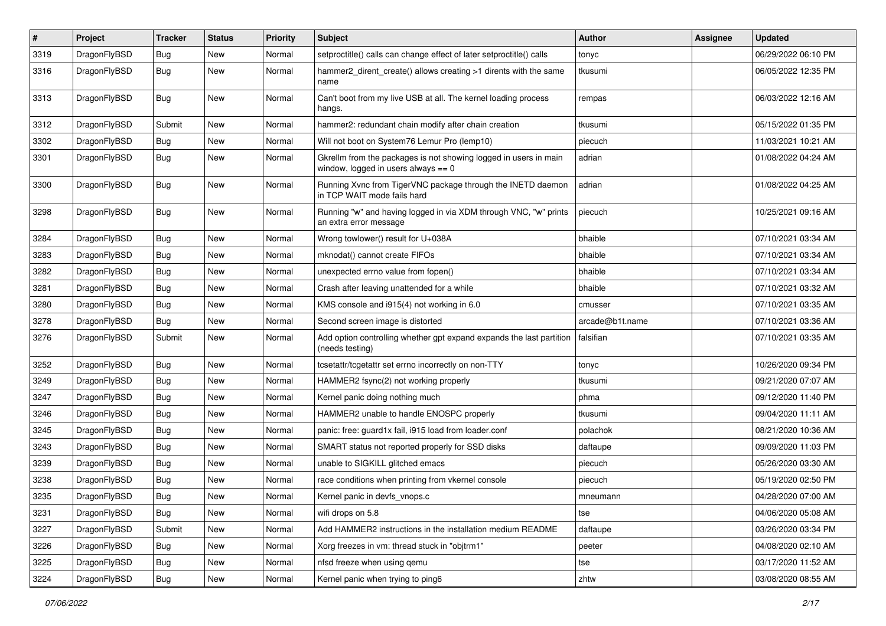| # | Project | Tracker | Status | Priority | Subject | Author | Assignee | Updated |
|---|---|---|---|---|---|---|---|---|
| 3319 | DragonFlyBSD | Bug | New | Normal | setproctitle() calls can change effect of later setproctitle() calls | tonyc | | 06/29/2022 06:10 PM |
| 3316 | DragonFlyBSD | Bug | New | Normal | hammer2_dirent_create() allows creating >1 dirents with the same name | tkusumi | | 06/05/2022 12:35 PM |
| 3313 | DragonFlyBSD | Bug | New | Normal | Can't boot from my live USB at all. The kernel loading process hangs. | rempas | | 06/03/2022 12:16 AM |
| 3312 | DragonFlyBSD | Submit | New | Normal | hammer2: redundant chain modify after chain creation | tkusumi | | 05/15/2022 01:35 PM |
| 3302 | DragonFlyBSD | Bug | New | Normal | Will not boot on System76 Lemur Pro (lemp10) | piecuch | | 11/03/2021 10:21 AM |
| 3301 | DragonFlyBSD | Bug | New | Normal | Gkrellm from the packages is not showing logged in users in main window, logged in users always == 0 | adrian | | 01/08/2022 04:24 AM |
| 3300 | DragonFlyBSD | Bug | New | Normal | Running Xvnc from TigerVNC package through the INETD daemon in TCP WAIT mode fails hard | adrian | | 01/08/2022 04:25 AM |
| 3298 | DragonFlyBSD | Bug | New | Normal | Running "w" and having logged in via XDM through VNC, "w" prints an extra error message | piecuch | | 10/25/2021 09:16 AM |
| 3284 | DragonFlyBSD | Bug | New | Normal | Wrong towlower() result for U+038A | bhaible | | 07/10/2021 03:34 AM |
| 3283 | DragonFlyBSD | Bug | New | Normal | mknodat() cannot create FIFOs | bhaible | | 07/10/2021 03:34 AM |
| 3282 | DragonFlyBSD | Bug | New | Normal | unexpected errno value from fopen() | bhaible | | 07/10/2021 03:34 AM |
| 3281 | DragonFlyBSD | Bug | New | Normal | Crash after leaving unattended for a while | bhaible | | 07/10/2021 03:32 AM |
| 3280 | DragonFlyBSD | Bug | New | Normal | KMS console and i915(4) not working in 6.0 | cmusser | | 07/10/2021 03:35 AM |
| 3278 | DragonFlyBSD | Bug | New | Normal | Second screen image is distorted | arcade@b1t.name | | 07/10/2021 03:36 AM |
| 3276 | DragonFlyBSD | Submit | New | Normal | Add option controlling whether gpt expand expands the last partition (needs testing) | falsifian | | 07/10/2021 03:35 AM |
| 3252 | DragonFlyBSD | Bug | New | Normal | tcsetattr/tcgetattr set errno incorrectly on non-TTY | tonyc | | 10/26/2020 09:34 PM |
| 3249 | DragonFlyBSD | Bug | New | Normal | HAMMER2 fsync(2) not working properly | tkusumi | | 09/21/2020 07:07 AM |
| 3247 | DragonFlyBSD | Bug | New | Normal | Kernel panic doing nothing much | phma | | 09/12/2020 11:40 PM |
| 3246 | DragonFlyBSD | Bug | New | Normal | HAMMER2 unable to handle ENOSPC properly | tkusumi | | 09/04/2020 11:11 AM |
| 3245 | DragonFlyBSD | Bug | New | Normal | panic: free: guard1x fail, i915 load from loader.conf | polachok | | 08/21/2020 10:36 AM |
| 3243 | DragonFlyBSD | Bug | New | Normal | SMART status not reported properly for SSD disks | daftaupe | | 09/09/2020 11:03 PM |
| 3239 | DragonFlyBSD | Bug | New | Normal | unable to SIGKILL glitched emacs | piecuch | | 05/26/2020 03:30 AM |
| 3238 | DragonFlyBSD | Bug | New | Normal | race conditions when printing from vkernel console | piecuch | | 05/19/2020 02:50 PM |
| 3235 | DragonFlyBSD | Bug | New | Normal | Kernel panic in devfs_vnops.c | mneumann | | 04/28/2020 07:00 AM |
| 3231 | DragonFlyBSD | Bug | New | Normal | wifi drops on 5.8 | tse | | 04/06/2020 05:08 AM |
| 3227 | DragonFlyBSD | Submit | New | Normal | Add HAMMER2 instructions in the installation medium README | daftaupe | | 03/26/2020 03:34 PM |
| 3226 | DragonFlyBSD | Bug | New | Normal | Xorg freezes in vm: thread stuck in "objtrm1" | peeter | | 04/08/2020 02:10 AM |
| 3225 | DragonFlyBSD | Bug | New | Normal | nfsd freeze when using qemu | tse | | 03/17/2020 11:52 AM |
| 3224 | DragonFlyBSD | Bug | New | Normal | Kernel panic when trying to ping6 | zhtw | | 03/08/2020 08:55 AM |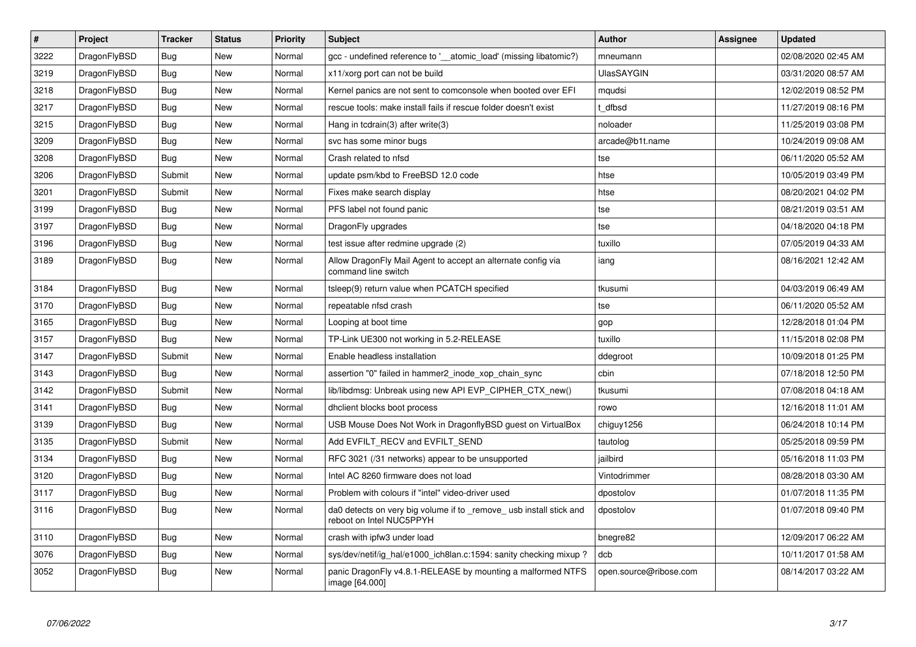| # | Project | Tracker | Status | Priority | Subject | Author | Assignee | Updated |
|---|---|---|---|---|---|---|---|---|
| 3222 | DragonFlyBSD | Bug | New | Normal | gcc - undefined reference to '__atomic_load' (missing libatomic?) | mneumann | | 02/08/2020 02:45 AM |
| 3219 | DragonFlyBSD | Bug | New | Normal | x11/xorg port can not be build | UlasSAYGIN | | 03/31/2020 08:57 AM |
| 3218 | DragonFlyBSD | Bug | New | Normal | Kernel panics are not sent to comconsole when booted over EFI | mqudsi | | 12/02/2019 08:52 PM |
| 3217 | DragonFlyBSD | Bug | New | Normal | rescue tools: make install fails if rescue folder doesn't exist | t_dfbsd | | 11/27/2019 08:16 PM |
| 3215 | DragonFlyBSD | Bug | New | Normal | Hang in tcdrain(3) after write(3) | noloader | | 11/25/2019 03:08 PM |
| 3209 | DragonFlyBSD | Bug | New | Normal | svc has some minor bugs | arcade@b1t.name | | 10/24/2019 09:08 AM |
| 3208 | DragonFlyBSD | Bug | New | Normal | Crash related to nfsd | tse | | 06/11/2020 05:52 AM |
| 3206 | DragonFlyBSD | Submit | New | Normal | update psm/kbd to FreeBSD 12.0 code | htse | | 10/05/2019 03:49 PM |
| 3201 | DragonFlyBSD | Submit | New | Normal | Fixes make search display | htse | | 08/20/2021 04:02 PM |
| 3199 | DragonFlyBSD | Bug | New | Normal | PFS label not found panic | tse | | 08/21/2019 03:51 AM |
| 3197 | DragonFlyBSD | Bug | New | Normal | DragonFly upgrades | tse | | 04/18/2020 04:18 PM |
| 3196 | DragonFlyBSD | Bug | New | Normal | test issue after redmine upgrade (2) | tuxillo | | 07/05/2019 04:33 AM |
| 3189 | DragonFlyBSD | Bug | New | Normal | Allow DragonFly Mail Agent to accept an alternate config via command line switch | iang | | 08/16/2021 12:42 AM |
| 3184 | DragonFlyBSD | Bug | New | Normal | tsleep(9) return value when PCATCH specified | tkusumi | | 04/03/2019 06:49 AM |
| 3170 | DragonFlyBSD | Bug | New | Normal | repeatable nfsd crash | tse | | 06/11/2020 05:52 AM |
| 3165 | DragonFlyBSD | Bug | New | Normal | Looping at boot time | gop | | 12/28/2018 01:04 PM |
| 3157 | DragonFlyBSD | Bug | New | Normal | TP-Link UE300 not working in 5.2-RELEASE | tuxillo | | 11/15/2018 02:08 PM |
| 3147 | DragonFlyBSD | Submit | New | Normal | Enable headless installation | ddegroot | | 10/09/2018 01:25 PM |
| 3143 | DragonFlyBSD | Bug | New | Normal | assertion "0" failed in hammer2_inode_xop_chain_sync | cbin | | 07/18/2018 12:50 PM |
| 3142 | DragonFlyBSD | Submit | New | Normal | lib/libdmsg: Unbreak using new API EVP_CIPHER_CTX_new() | tkusumi | | 07/08/2018 04:18 AM |
| 3141 | DragonFlyBSD | Bug | New | Normal | dhclient blocks boot process | rowo | | 12/16/2018 11:01 AM |
| 3139 | DragonFlyBSD | Bug | New | Normal | USB Mouse Does Not Work in DragonflyBSD guest on VirtualBox | chiguy1256 | | 06/24/2018 10:14 PM |
| 3135 | DragonFlyBSD | Submit | New | Normal | Add EVFILT_RECV and EVFILT_SEND | tautolog | | 05/25/2018 09:59 PM |
| 3134 | DragonFlyBSD | Bug | New | Normal | RFC 3021 (/31 networks) appear to be unsupported | jailbird | | 05/16/2018 11:03 PM |
| 3120 | DragonFlyBSD | Bug | New | Normal | Intel AC 8260 firmware does not load | Vintodrimmer | | 08/28/2018 03:30 AM |
| 3117 | DragonFlyBSD | Bug | New | Normal | Problem with colours if "intel" video-driver used | dpostolov | | 01/07/2018 11:35 PM |
| 3116 | DragonFlyBSD | Bug | New | Normal | da0 detects on very big volume if to _remove_ usb install stick and reboot on Intel NUC5PPYH | dpostolov | | 01/07/2018 09:40 PM |
| 3110 | DragonFlyBSD | Bug | New | Normal | crash with ipfw3 under load | bnegre82 | | 12/09/2017 06:22 AM |
| 3076 | DragonFlyBSD | Bug | New | Normal | sys/dev/netif/ig_hal/e1000_ich8lan.c:1594: sanity checking mixup ? | dcb | | 10/11/2017 01:58 AM |
| 3052 | DragonFlyBSD | Bug | New | Normal | panic DragonFly v4.8.1-RELEASE by mounting a malformed NTFS image [64.000] | open.source@ribose.com | | 08/14/2017 03:22 AM |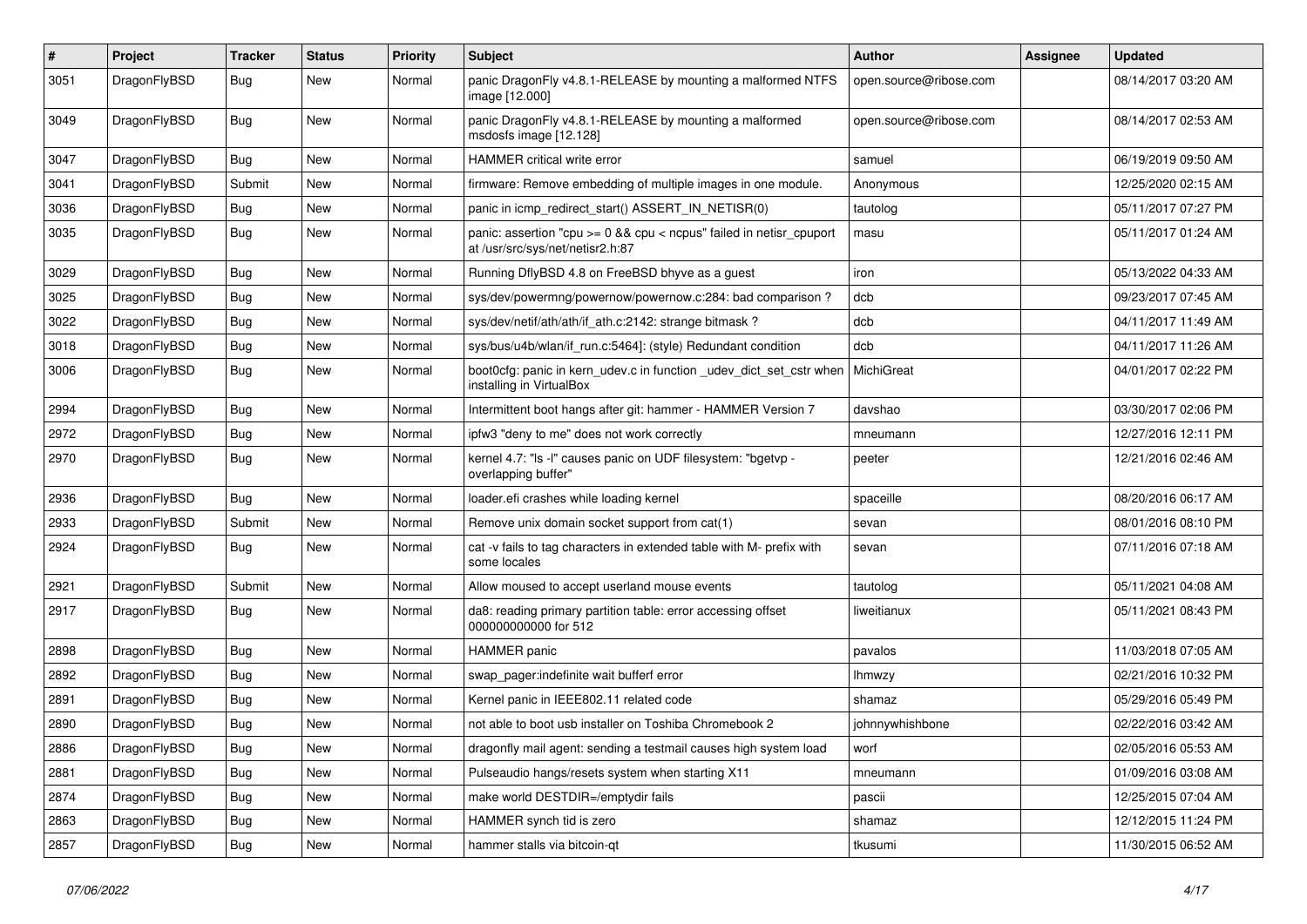| # | Project | Tracker | Status | Priority | Subject | Author | Assignee | Updated |
|---|---|---|---|---|---|---|---|---|
| 3051 | DragonFlyBSD | Bug | New | Normal | panic DragonFly v4.8.1-RELEASE by mounting a malformed NTFS image [12.000] | open.source@ribose.com | | 08/14/2017 03:20 AM |
| 3049 | DragonFlyBSD | Bug | New | Normal | panic DragonFly v4.8.1-RELEASE by mounting a malformed msdosfs image [12.128] | open.source@ribose.com | | 08/14/2017 02:53 AM |
| 3047 | DragonFlyBSD | Bug | New | Normal | HAMMER critical write error | samuel | | 06/19/2019 09:50 AM |
| 3041 | DragonFlyBSD | Submit | New | Normal | firmware: Remove embedding of multiple images in one module. | Anonymous | | 12/25/2020 02:15 AM |
| 3036 | DragonFlyBSD | Bug | New | Normal | panic in icmp_redirect_start() ASSERT_IN_NETISR(0) | tautolog | | 05/11/2017 07:27 PM |
| 3035 | DragonFlyBSD | Bug | New | Normal | panic: assertion "cpu >= 0 && cpu < ncpus" failed in netisr_cpuport at /usr/src/sys/net/netisr2.h:87 | masu | | 05/11/2017 01:24 AM |
| 3029 | DragonFlyBSD | Bug | New | Normal | Running DflyBSD 4.8 on FreeBSD bhyve as a guest | iron | | 05/13/2022 04:33 AM |
| 3025 | DragonFlyBSD | Bug | New | Normal | sys/dev/powermng/powernow/powernow.c:284: bad comparison ? | dcb | | 09/23/2017 07:45 AM |
| 3022 | DragonFlyBSD | Bug | New | Normal | sys/dev/netif/ath/ath/if_ath.c:2142: strange bitmask ? | dcb | | 04/11/2017 11:49 AM |
| 3018 | DragonFlyBSD | Bug | New | Normal | sys/bus/u4b/wlan/if_run.c:5464]: (style) Redundant condition | dcb | | 04/11/2017 11:26 AM |
| 3006 | DragonFlyBSD | Bug | New | Normal | boot0cfg: panic in kern_udev.c in function _udev_dict_set_cstr when installing in VirtualBox | MichiGreat | | 04/01/2017 02:22 PM |
| 2994 | DragonFlyBSD | Bug | New | Normal | Intermittent boot hangs after git: hammer - HAMMER Version 7 | davshao | | 03/30/2017 02:06 PM |
| 2972 | DragonFlyBSD | Bug | New | Normal | ipfw3 "deny to me" does not work correctly | mneumann | | 12/27/2016 12:11 PM |
| 2970 | DragonFlyBSD | Bug | New | Normal | kernel 4.7: "ls -l" causes panic on UDF filesystem: "bgetvp - overlapping buffer" | peeter | | 12/21/2016 02:46 AM |
| 2936 | DragonFlyBSD | Bug | New | Normal | loader.efi crashes while loading kernel | spaceille | | 08/20/2016 06:17 AM |
| 2933 | DragonFlyBSD | Submit | New | Normal | Remove unix domain socket support from cat(1) | sevan | | 08/01/2016 08:10 PM |
| 2924 | DragonFlyBSD | Bug | New | Normal | cat -v fails to tag characters in extended table with M- prefix with some locales | sevan | | 07/11/2016 07:18 AM |
| 2921 | DragonFlyBSD | Submit | New | Normal | Allow moused to accept userland mouse events | tautolog | | 05/11/2021 04:08 AM |
| 2917 | DragonFlyBSD | Bug | New | Normal | da8: reading primary partition table: error accessing offset 000000000000 for 512 | liweitianux | | 05/11/2021 08:43 PM |
| 2898 | DragonFlyBSD | Bug | New | Normal | HAMMER panic | pavalos | | 11/03/2018 07:05 AM |
| 2892 | DragonFlyBSD | Bug | New | Normal | swap_pager:indefinite wait bufferf error | lhmwzy | | 02/21/2016 10:32 PM |
| 2891 | DragonFlyBSD | Bug | New | Normal | Kernel panic in IEEE802.11 related code | shamaz | | 05/29/2016 05:49 PM |
| 2890 | DragonFlyBSD | Bug | New | Normal | not able to boot usb installer on Toshiba Chromebook 2 | johnnywhishbone | | 02/22/2016 03:42 AM |
| 2886 | DragonFlyBSD | Bug | New | Normal | dragonfly mail agent: sending a testmail causes high system load | worf | | 02/05/2016 05:53 AM |
| 2881 | DragonFlyBSD | Bug | New | Normal | Pulseaudio hangs/resets system when starting X11 | mneumann | | 01/09/2016 03:08 AM |
| 2874 | DragonFlyBSD | Bug | New | Normal | make world DESTDIR=/emptydir fails | pascii | | 12/25/2015 07:04 AM |
| 2863 | DragonFlyBSD | Bug | New | Normal | HAMMER synch tid is zero | shamaz | | 12/12/2015 11:24 PM |
| 2857 | DragonFlyBSD | Bug | New | Normal | hammer stalls via bitcoin-qt | tkusumi | | 11/30/2015 06:52 AM |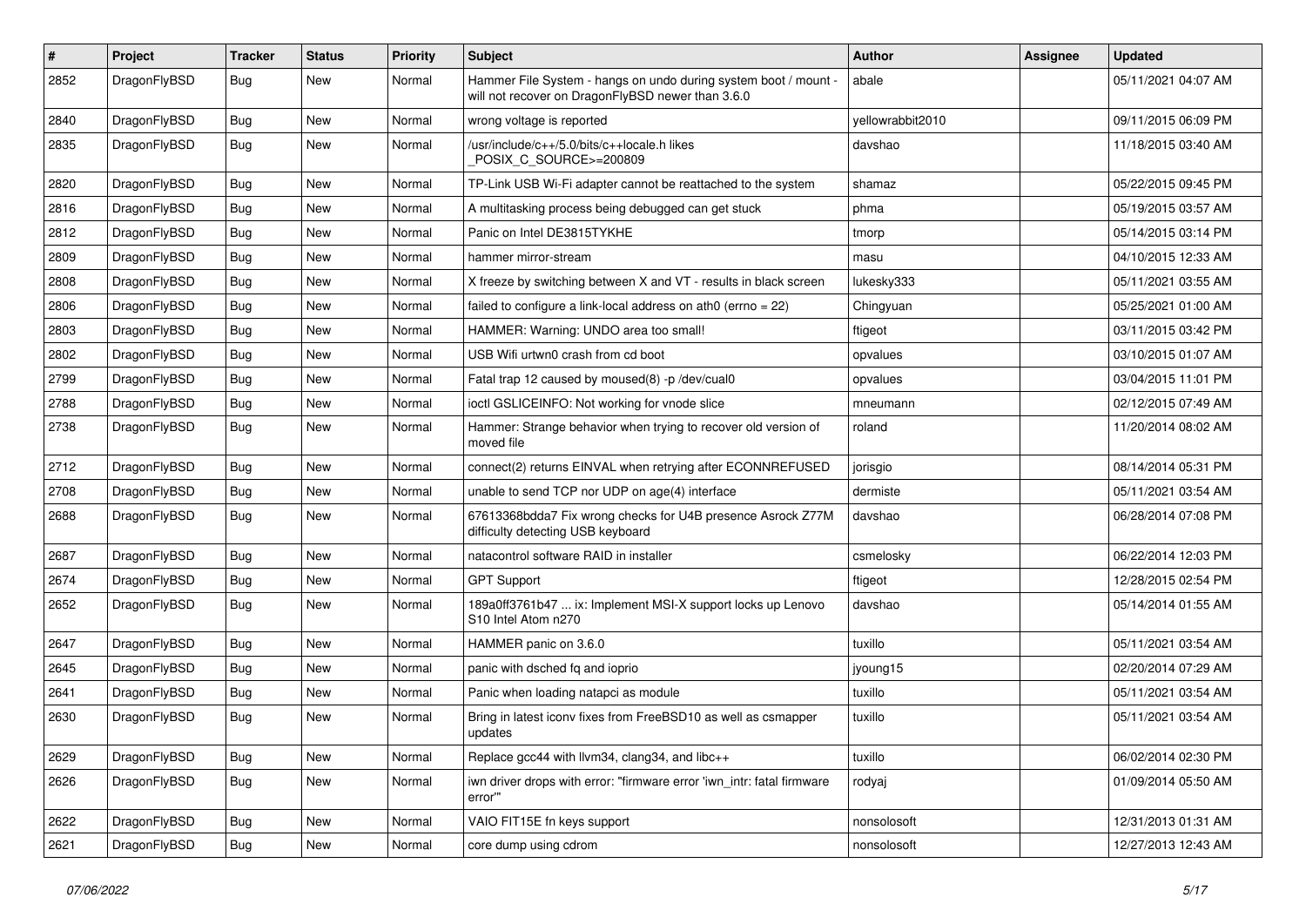| # | Project | Tracker | Status | Priority | Subject | Author | Assignee | Updated |
|---|---|---|---|---|---|---|---|---|
| 2852 | DragonFlyBSD | Bug | New | Normal | Hammer File System - hangs on undo during system boot / mount - will not recover on DragonFlyBSD newer than 3.6.0 | abale | | 05/11/2021 04:07 AM |
| 2840 | DragonFlyBSD | Bug | New | Normal | wrong voltage is reported | yellowrabbit2010 | | 09/11/2015 06:09 PM |
| 2835 | DragonFlyBSD | Bug | New | Normal | /usr/include/c++/5.0/bits/c++locale.h likes _POSIX_C_SOURCE>=200809 | davshao | | 11/18/2015 03:40 AM |
| 2820 | DragonFlyBSD | Bug | New | Normal | TP-Link USB Wi-Fi adapter cannot be reattached to the system | shamaz | | 05/22/2015 09:45 PM |
| 2816 | DragonFlyBSD | Bug | New | Normal | A multitasking process being debugged can get stuck | phma | | 05/19/2015 03:57 AM |
| 2812 | DragonFlyBSD | Bug | New | Normal | Panic on Intel DE3815TYKHE | tmorp | | 05/14/2015 03:14 PM |
| 2809 | DragonFlyBSD | Bug | New | Normal | hammer mirror-stream | masu | | 04/10/2015 12:33 AM |
| 2808 | DragonFlyBSD | Bug | New | Normal | X freeze by switching between X and VT - results in black screen | lukesky333 | | 05/11/2021 03:55 AM |
| 2806 | DragonFlyBSD | Bug | New | Normal | failed to configure a link-local address on ath0 (errno = 22) | Chingyuan | | 05/25/2021 01:00 AM |
| 2803 | DragonFlyBSD | Bug | New | Normal | HAMMER: Warning: UNDO area too small! | ftigeot | | 03/11/2015 03:42 PM |
| 2802 | DragonFlyBSD | Bug | New | Normal | USB Wifi urtwn0 crash from cd boot | opvalues | | 03/10/2015 01:07 AM |
| 2799 | DragonFlyBSD | Bug | New | Normal | Fatal trap 12 caused by moused(8) -p /dev/cual0 | opvalues | | 03/04/2015 11:01 PM |
| 2788 | DragonFlyBSD | Bug | New | Normal | ioctl GSLICEINFO: Not working for vnode slice | mneumann | | 02/12/2015 07:49 AM |
| 2738 | DragonFlyBSD | Bug | New | Normal | Hammer: Strange behavior when trying to recover old version of moved file | roland | | 11/20/2014 08:02 AM |
| 2712 | DragonFlyBSD | Bug | New | Normal | connect(2) returns EINVAL when retrying after ECONNREFUSED | jorisgio | | 08/14/2014 05:31 PM |
| 2708 | DragonFlyBSD | Bug | New | Normal | unable to send TCP nor UDP on age(4) interface | dermiste | | 05/11/2021 03:54 AM |
| 2688 | DragonFlyBSD | Bug | New | Normal | 67613368bdda7 Fix wrong checks for U4B presence Asrock Z77M difficulty detecting USB keyboard | davshao | | 06/28/2014 07:08 PM |
| 2687 | DragonFlyBSD | Bug | New | Normal | natacontrol software RAID in installer | csmelosky | | 06/22/2014 12:03 PM |
| 2674 | DragonFlyBSD | Bug | New | Normal | GPT Support | ftigeot | | 12/28/2015 02:54 PM |
| 2652 | DragonFlyBSD | Bug | New | Normal | 189a0ff3761b47 ... ix: Implement MSI-X support locks up Lenovo S10 Intel Atom n270 | davshao | | 05/14/2014 01:55 AM |
| 2647 | DragonFlyBSD | Bug | New | Normal | HAMMER panic on 3.6.0 | tuxillo | | 05/11/2021 03:54 AM |
| 2645 | DragonFlyBSD | Bug | New | Normal | panic with dsched fq and ioprio | jyoung15 | | 02/20/2014 07:29 AM |
| 2641 | DragonFlyBSD | Bug | New | Normal | Panic when loading natapci as module | tuxillo | | 05/11/2021 03:54 AM |
| 2630 | DragonFlyBSD | Bug | New | Normal | Bring in latest iconv fixes from FreeBSD10 as well as csmapper updates | tuxillo | | 05/11/2021 03:54 AM |
| 2629 | DragonFlyBSD | Bug | New | Normal | Replace gcc44 with llvm34, clang34, and libc++ | tuxillo | | 06/02/2014 02:30 PM |
| 2626 | DragonFlyBSD | Bug | New | Normal | iwn driver drops with error: "firmware error 'iwn_intr: fatal firmware error'" | rodyaj | | 01/09/2014 05:50 AM |
| 2622 | DragonFlyBSD | Bug | New | Normal | VAIO FIT15E fn keys support | nonsolosoft | | 12/31/2013 01:31 AM |
| 2621 | DragonFlyBSD | Bug | New | Normal | core dump using cdrom | nonsolosoft | | 12/27/2013 12:43 AM |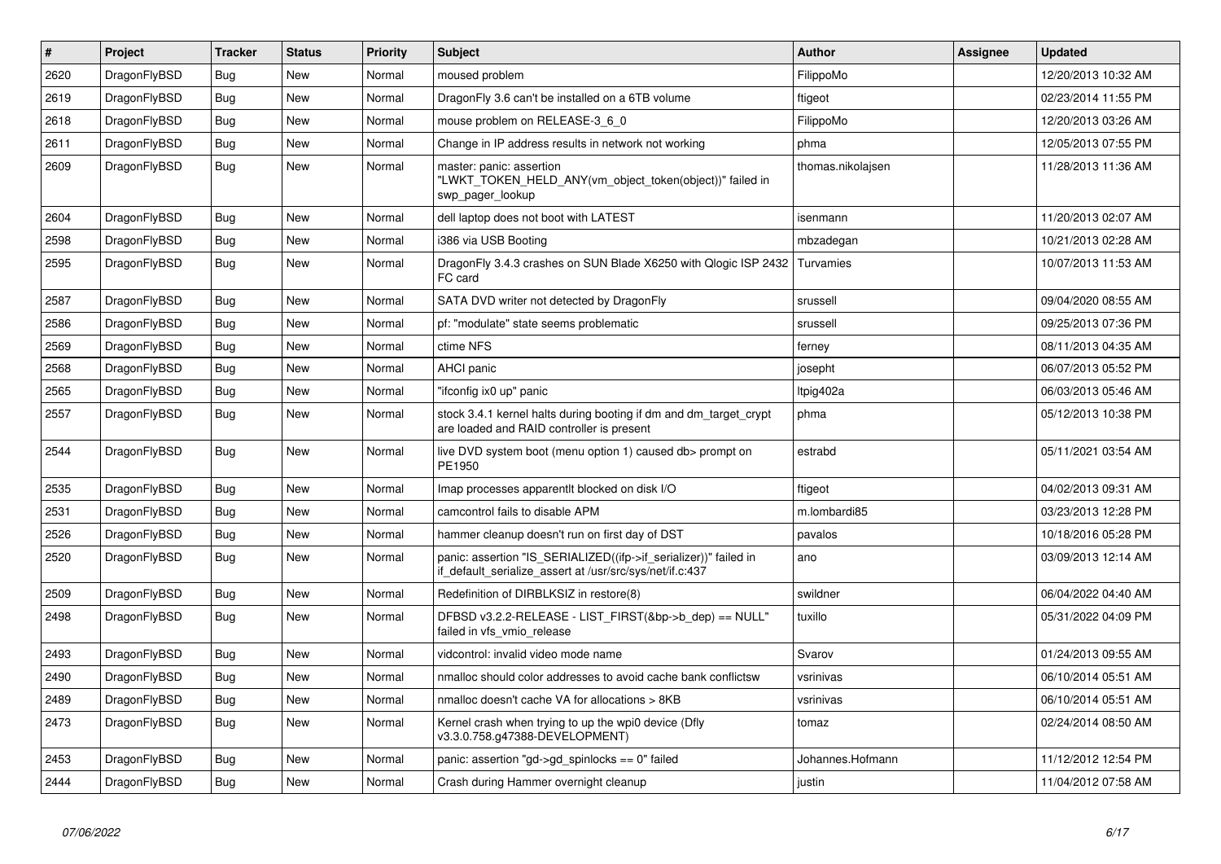| # | Project | Tracker | Status | Priority | Subject | Author | Assignee | Updated |
|---|---|---|---|---|---|---|---|---|
| 2620 | DragonFlyBSD | Bug | New | Normal | moused problem | FilippoMo | | 12/20/2013 10:32 AM |
| 2619 | DragonFlyBSD | Bug | New | Normal | DragonFly 3.6 can't be installed on a 6TB volume | ftigeot | | 02/23/2014 11:55 PM |
| 2618 | DragonFlyBSD | Bug | New | Normal | mouse problem on RELEASE-3_6_0 | FilippoMo | | 12/20/2013 03:26 AM |
| 2611 | DragonFlyBSD | Bug | New | Normal | Change in IP address results in network not working | phma | | 12/05/2013 07:55 PM |
| 2609 | DragonFlyBSD | Bug | New | Normal | master: panic: assertion "LWKT_TOKEN_HELD_ANY(vm_object_token(object))" failed in swp_pager_lookup | thomas.nikolajsen | | 11/28/2013 11:36 AM |
| 2604 | DragonFlyBSD | Bug | New | Normal | dell laptop does not boot with LATEST | isenmann | | 11/20/2013 02:07 AM |
| 2598 | DragonFlyBSD | Bug | New | Normal | i386 via USB Booting | mbzadegan | | 10/21/2013 02:28 AM |
| 2595 | DragonFlyBSD | Bug | New | Normal | DragonFly 3.4.3 crashes on SUN Blade X6250 with Qlogic ISP 2432 FC card | Turvamies | | 10/07/2013 11:53 AM |
| 2587 | DragonFlyBSD | Bug | New | Normal | SATA DVD writer not detected by DragonFly | srussell | | 09/04/2020 08:55 AM |
| 2586 | DragonFlyBSD | Bug | New | Normal | pf: "modulate" state seems problematic | srussell | | 09/25/2013 07:36 PM |
| 2569 | DragonFlyBSD | Bug | New | Normal | ctime NFS | ferney | | 08/11/2013 04:35 AM |
| 2568 | DragonFlyBSD | Bug | New | Normal | AHCI panic | josepht | | 06/07/2013 05:52 PM |
| 2565 | DragonFlyBSD | Bug | New | Normal | "ifconfig ix0 up" panic | ltpig402a | | 06/03/2013 05:46 AM |
| 2557 | DragonFlyBSD | Bug | New | Normal | stock 3.4.1 kernel halts during booting if dm and dm_target_crypt are loaded and RAID controller is present | phma | | 05/12/2013 10:38 PM |
| 2544 | DragonFlyBSD | Bug | New | Normal | live DVD system boot (menu option 1) caused db> prompt on PE1950 | estrabd | | 05/11/2021 03:54 AM |
| 2535 | DragonFlyBSD | Bug | New | Normal | Imap processes apparentlt blocked on disk I/O | ftigeot | | 04/02/2013 09:31 AM |
| 2531 | DragonFlyBSD | Bug | New | Normal | camcontrol fails to disable APM | m.lombardi85 | | 03/23/2013 12:28 PM |
| 2526 | DragonFlyBSD | Bug | New | Normal | hammer cleanup doesn't run on first day of DST | pavalos | | 10/18/2016 05:28 PM |
| 2520 | DragonFlyBSD | Bug | New | Normal | panic: assertion "IS_SERIALIZED((ifp->if_serializer))" failed in if_default_serialize_assert at /usr/src/sys/net/if.c:437 | ano | | 03/09/2013 12:14 AM |
| 2509 | DragonFlyBSD | Bug | New | Normal | Redefinition of DIRBLKSIZ in restore(8) | swildner | | 06/04/2022 04:40 AM |
| 2498 | DragonFlyBSD | Bug | New | Normal | DFBSD v3.2.2-RELEASE - LIST_FIRST(&bp->b_dep) == NULL" failed in vfs_vmio_release | tuxillo | | 05/31/2022 04:09 PM |
| 2493 | DragonFlyBSD | Bug | New | Normal | vidcontrol: invalid video mode name | Svarov | | 01/24/2013 09:55 AM |
| 2490 | DragonFlyBSD | Bug | New | Normal | nmalloc should color addresses to avoid cache bank conflictsw | vsrinivas | | 06/10/2014 05:51 AM |
| 2489 | DragonFlyBSD | Bug | New | Normal | nmalloc doesn't cache VA for allocations > 8KB | vsrinivas | | 06/10/2014 05:51 AM |
| 2473 | DragonFlyBSD | Bug | New | Normal | Kernel crash when trying to up the wpi0 device (Dfly v3.3.0.758.g47388-DEVELOPMENT) | tomaz | | 02/24/2014 08:50 AM |
| 2453 | DragonFlyBSD | Bug | New | Normal | panic: assertion "gd->gd_spinlocks == 0" failed | Johannes.Hofmann | | 11/12/2012 12:54 PM |
| 2444 | DragonFlyBSD | Bug | New | Normal | Crash during Hammer overnight cleanup | justin | | 11/04/2012 07:58 AM |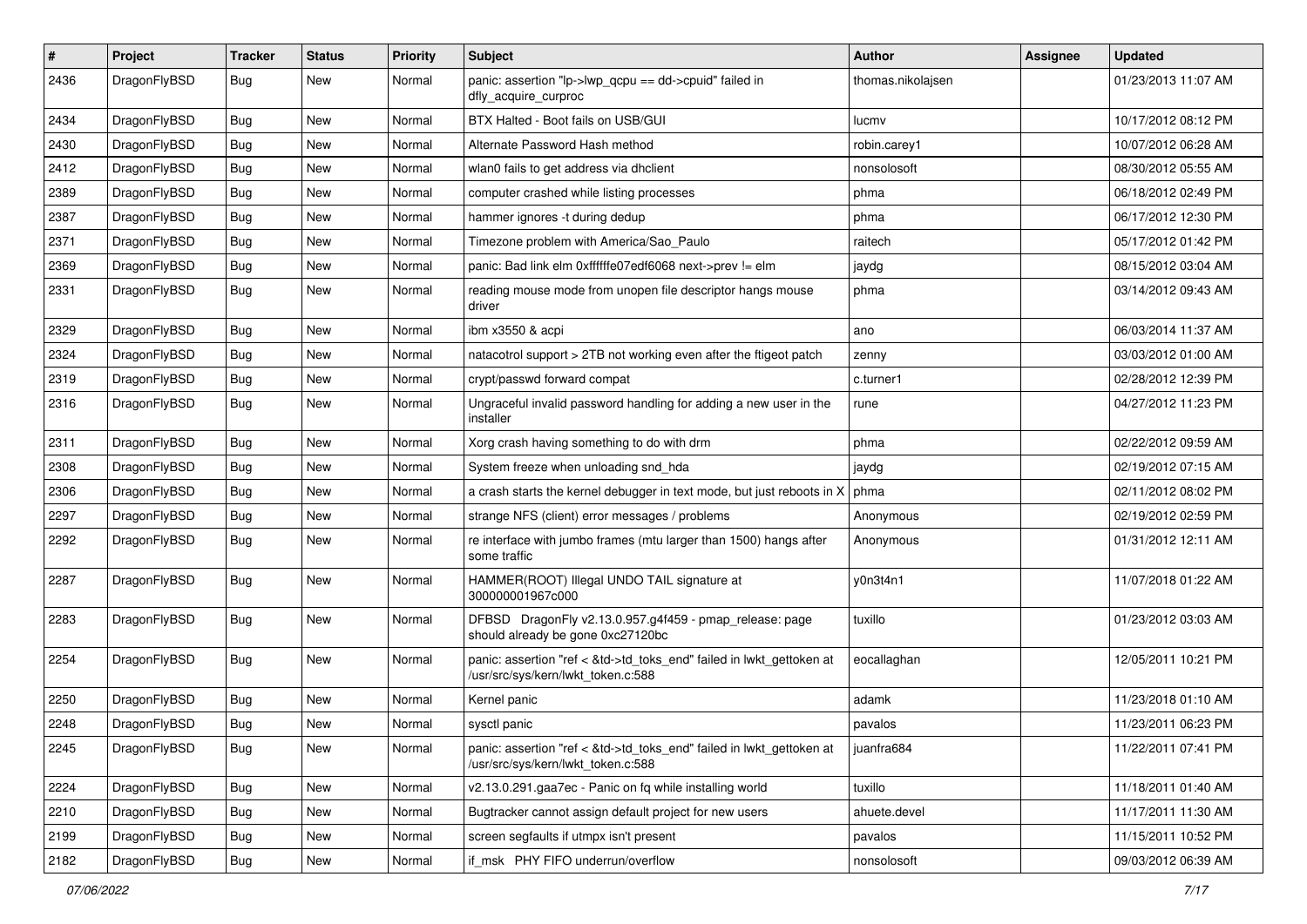| # | Project | Tracker | Status | Priority | Subject | Author | Assignee | Updated |
|---|---|---|---|---|---|---|---|---|
| 2436 | DragonFlyBSD | Bug | New | Normal | panic: assertion "lp->lwp_qcpu == dd->cpuid" failed in dfly_acquire_curproc | thomas.nikolajsen | | 01/23/2013 11:07 AM |
| 2434 | DragonFlyBSD | Bug | New | Normal | BTX Halted - Boot fails on USB/GUI | lucmv | | 10/17/2012 08:12 PM |
| 2430 | DragonFlyBSD | Bug | New | Normal | Alternate Password Hash method | robin.carey1 | | 10/07/2012 06:28 AM |
| 2412 | DragonFlyBSD | Bug | New | Normal | wlan0 fails to get address via dhclient | nonsolosoft | | 08/30/2012 05:55 AM |
| 2389 | DragonFlyBSD | Bug | New | Normal | computer crashed while listing processes | phma | | 06/18/2012 02:49 PM |
| 2387 | DragonFlyBSD | Bug | New | Normal | hammer ignores -t during dedup | phma | | 06/17/2012 12:30 PM |
| 2371 | DragonFlyBSD | Bug | New | Normal | Timezone problem with America/Sao_Paulo | raitech | | 05/17/2012 01:42 PM |
| 2369 | DragonFlyBSD | Bug | New | Normal | panic: Bad link elm 0xffffffe07edf6068 next->prev != elm | jaydg | | 08/15/2012 03:04 AM |
| 2331 | DragonFlyBSD | Bug | New | Normal | reading mouse mode from unopen file descriptor hangs mouse driver | phma | | 03/14/2012 09:43 AM |
| 2329 | DragonFlyBSD | Bug | New | Normal | ibm x3550 & acpi | ano | | 06/03/2014 11:37 AM |
| 2324 | DragonFlyBSD | Bug | New | Normal | natacotrol support > 2TB not working even after the ftigeot patch | zenny | | 03/03/2012 01:00 AM |
| 2319 | DragonFlyBSD | Bug | New | Normal | crypt/passwd forward compat | c.turner1 | | 02/28/2012 12:39 PM |
| 2316 | DragonFlyBSD | Bug | New | Normal | Ungraceful invalid password handling for adding a new user in the installer | rune | | 04/27/2012 11:23 PM |
| 2311 | DragonFlyBSD | Bug | New | Normal | Xorg crash having something to do with drm | phma | | 02/22/2012 09:59 AM |
| 2308 | DragonFlyBSD | Bug | New | Normal | System freeze when unloading snd_hda | jaydg | | 02/19/2012 07:15 AM |
| 2306 | DragonFlyBSD | Bug | New | Normal | a crash starts the kernel debugger in text mode, but just reboots in X | phma | | 02/11/2012 08:02 PM |
| 2297 | DragonFlyBSD | Bug | New | Normal | strange NFS (client) error messages / problems | Anonymous | | 02/19/2012 02:59 PM |
| 2292 | DragonFlyBSD | Bug | New | Normal | re interface with jumbo frames (mtu larger than 1500) hangs after some traffic | Anonymous | | 01/31/2012 12:11 AM |
| 2287 | DragonFlyBSD | Bug | New | Normal | HAMMER(ROOT) Illegal UNDO TAIL signature at 300000001967c000 | y0n3t4n1 | | 11/07/2018 01:22 AM |
| 2283 | DragonFlyBSD | Bug | New | Normal | DFBSD DragonFly v2.13.0.957.g4f459 - pmap_release: page should already be gone 0xc27120bc | tuxillo | | 01/23/2012 03:03 AM |
| 2254 | DragonFlyBSD | Bug | New | Normal | panic: assertion "ref < &td->td_toks_end" failed in lwkt_gettoken at /usr/src/sys/kern/lwkt_token.c:588 | eocallaghan | | 12/05/2011 10:21 PM |
| 2250 | DragonFlyBSD | Bug | New | Normal | Kernel panic | adamk | | 11/23/2018 01:10 AM |
| 2248 | DragonFlyBSD | Bug | New | Normal | sysctl panic | pavalos | | 11/23/2011 06:23 PM |
| 2245 | DragonFlyBSD | Bug | New | Normal | panic: assertion "ref < &td->td_toks_end" failed in lwkt_gettoken at /usr/src/sys/kern/lwkt_token.c:588 | juanfra684 | | 11/22/2011 07:41 PM |
| 2224 | DragonFlyBSD | Bug | New | Normal | v2.13.0.291.gaa7ec - Panic on fq while installing world | tuxillo | | 11/18/2011 01:40 AM |
| 2210 | DragonFlyBSD | Bug | New | Normal | Bugtracker cannot assign default project for new users | ahuete.devel | | 11/17/2011 11:30 AM |
| 2199 | DragonFlyBSD | Bug | New | Normal | screen segfaults if utmpx isn't present | pavalos | | 11/15/2011 10:52 PM |
| 2182 | DragonFlyBSD | Bug | New | Normal | if_msk PHY FIFO underrun/overflow | nonsolosoft | | 09/03/2012 06:39 AM |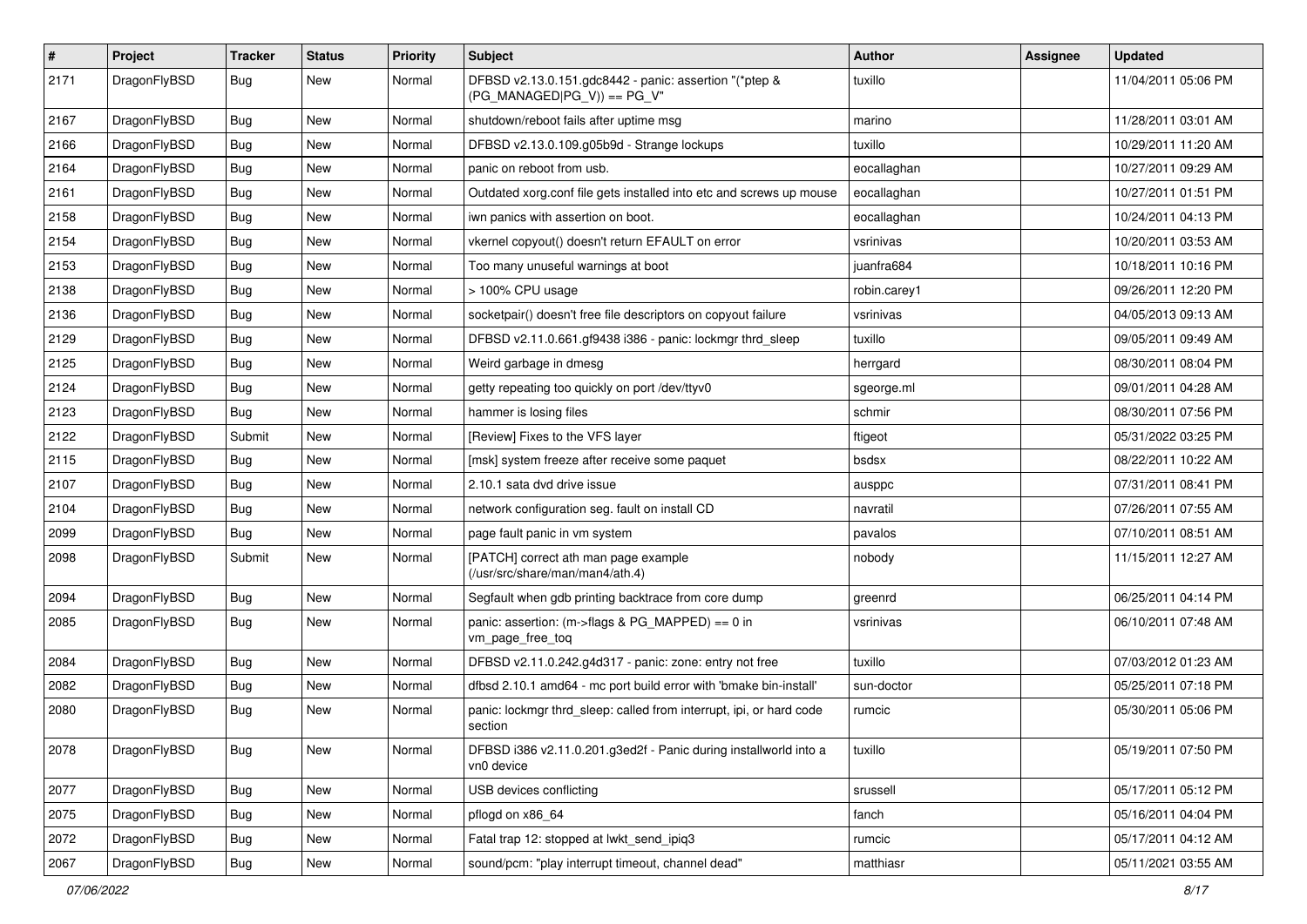| # | Project | Tracker | Status | Priority | Subject | Author | Assignee | Updated |
|---|---|---|---|---|---|---|---|---|
| 2171 | DragonFlyBSD | Bug | New | Normal | DFBSD v2.13.0.151.gdc8442 - panic: assertion "(*ptep & (PG_MANAGED\|PG_V)) == PG_V" | tuxillo | | 11/04/2011 05:06 PM |
| 2167 | DragonFlyBSD | Bug | New | Normal | shutdown/reboot fails after uptime msg | marino | | 11/28/2011 03:01 AM |
| 2166 | DragonFlyBSD | Bug | New | Normal | DFBSD v2.13.0.109.g05b9d - Strange lockups | tuxillo | | 10/29/2011 11:20 AM |
| 2164 | DragonFlyBSD | Bug | New | Normal | panic on reboot from usb. | eocallaghan | | 10/27/2011 09:29 AM |
| 2161 | DragonFlyBSD | Bug | New | Normal | Outdated xorg.conf file gets installed into etc and screws up mouse | eocallaghan | | 10/27/2011 01:51 PM |
| 2158 | DragonFlyBSD | Bug | New | Normal | iwn panics with assertion on boot. | eocallaghan | | 10/24/2011 04:13 PM |
| 2154 | DragonFlyBSD | Bug | New | Normal | vkernel copyout() doesn't return EFAULT on error | vsrinivas | | 10/20/2011 03:53 AM |
| 2153 | DragonFlyBSD | Bug | New | Normal | Too many unuseful warnings at boot | juanfra684 | | 10/18/2011 10:16 PM |
| 2138 | DragonFlyBSD | Bug | New | Normal | > 100% CPU usage | robin.carey1 | | 09/26/2011 12:20 PM |
| 2136 | DragonFlyBSD | Bug | New | Normal | socketpair() doesn't free file descriptors on copyout failure | vsrinivas | | 04/05/2013 09:13 AM |
| 2129 | DragonFlyBSD | Bug | New | Normal | DFBSD v2.11.0.661.gf9438 i386 - panic: lockmgr thrd_sleep | tuxillo | | 09/05/2011 09:49 AM |
| 2125 | DragonFlyBSD | Bug | New | Normal | Weird garbage in dmesg | herrgard | | 08/30/2011 08:04 PM |
| 2124 | DragonFlyBSD | Bug | New | Normal | getty repeating too quickly on port /dev/ttyv0 | sgeorge.ml | | 09/01/2011 04:28 AM |
| 2123 | DragonFlyBSD | Bug | New | Normal | hammer is losing files | schmir | | 08/30/2011 07:56 PM |
| 2122 | DragonFlyBSD | Submit | New | Normal | [Review] Fixes to the VFS layer | ftigeot | | 05/31/2022 03:25 PM |
| 2115 | DragonFlyBSD | Bug | New | Normal | [msk] system freeze after receive some paquet | bsdsx | | 08/22/2011 10:22 AM |
| 2107 | DragonFlyBSD | Bug | New | Normal | 2.10.1 sata dvd drive issue | ausppc | | 07/31/2011 08:41 PM |
| 2104 | DragonFlyBSD | Bug | New | Normal | network configuration seg. fault on install CD | navratil | | 07/26/2011 07:55 AM |
| 2099 | DragonFlyBSD | Bug | New | Normal | page fault panic in vm system | pavalos | | 07/10/2011 08:51 AM |
| 2098 | DragonFlyBSD | Submit | New | Normal | [PATCH] correct ath man page example (/usr/src/share/man/man4/ath.4) | nobody | | 11/15/2011 12:27 AM |
| 2094 | DragonFlyBSD | Bug | New | Normal | Segfault when gdb printing backtrace from core dump | greenrd | | 06/25/2011 04:14 PM |
| 2085 | DragonFlyBSD | Bug | New | Normal | panic: assertion: (m->flags & PG_MAPPED) == 0 in vm_page_free_toq | vsrinivas | | 06/10/2011 07:48 AM |
| 2084 | DragonFlyBSD | Bug | New | Normal | DFBSD v2.11.0.242.g4d317 - panic: zone: entry not free | tuxillo | | 07/03/2012 01:23 AM |
| 2082 | DragonFlyBSD | Bug | New | Normal | dfbsd 2.10.1 amd64 - mc port build error with 'bmake bin-install' | sun-doctor | | 05/25/2011 07:18 PM |
| 2080 | DragonFlyBSD | Bug | New | Normal | panic: lockmgr thrd_sleep: called from interrupt, ipi, or hard code section | rumcic | | 05/30/2011 05:06 PM |
| 2078 | DragonFlyBSD | Bug | New | Normal | DFBSD i386 v2.11.0.201.g3ed2f - Panic during installworld into a vn0 device | tuxillo | | 05/19/2011 07:50 PM |
| 2077 | DragonFlyBSD | Bug | New | Normal | USB devices conflicting | srussell | | 05/17/2011 05:12 PM |
| 2075 | DragonFlyBSD | Bug | New | Normal | pflogd on x86_64 | fanch | | 05/16/2011 04:04 PM |
| 2072 | DragonFlyBSD | Bug | New | Normal | Fatal trap 12: stopped at lwkt_send_ipiq3 | rumcic | | 05/17/2011 04:12 AM |
| 2067 | DragonFlyBSD | Bug | New | Normal | sound/pcm: "play interrupt timeout, channel dead" | matthiasr | | 05/11/2021 03:55 AM |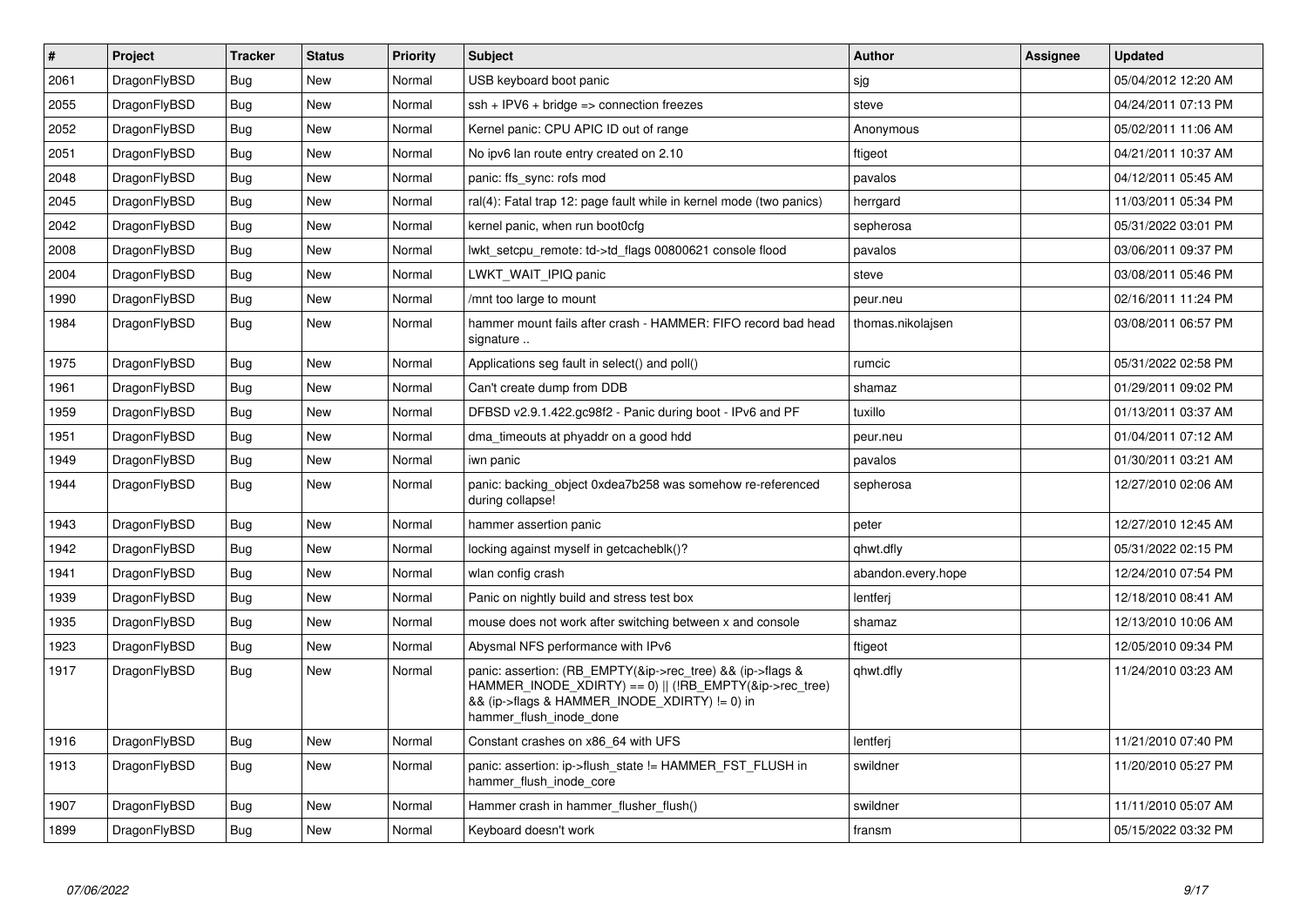| # | Project | Tracker | Status | Priority | Subject | Author | Assignee | Updated |
|---|---|---|---|---|---|---|---|---|
| 2061 | DragonFlyBSD | Bug | New | Normal | USB keyboard boot panic | sjg | | 05/04/2012 12:20 AM |
| 2055 | DragonFlyBSD | Bug | New | Normal | ssh + IPV6 + bridge => connection freezes | steve | | 04/24/2011 07:13 PM |
| 2052 | DragonFlyBSD | Bug | New | Normal | Kernel panic: CPU APIC ID out of range | Anonymous | | 05/02/2011 11:06 AM |
| 2051 | DragonFlyBSD | Bug | New | Normal | No ipv6 lan route entry created on 2.10 | ftigeot | | 04/21/2011 10:37 AM |
| 2048 | DragonFlyBSD | Bug | New | Normal | panic: ffs_sync: rofs mod | pavalos | | 04/12/2011 05:45 AM |
| 2045 | DragonFlyBSD | Bug | New | Normal | ral(4): Fatal trap 12: page fault while in kernel mode (two panics) | herrgard | | 11/03/2011 05:34 PM |
| 2042 | DragonFlyBSD | Bug | New | Normal | kernel panic, when run boot0cfg | sepherosa | | 05/31/2022 03:01 PM |
| 2008 | DragonFlyBSD | Bug | New | Normal | lwkt_setcpu_remote: td->td_flags 00800621 console flood | pavalos | | 03/06/2011 09:37 PM |
| 2004 | DragonFlyBSD | Bug | New | Normal | LWKT_WAIT_IPIQ panic | steve | | 03/08/2011 05:46 PM |
| 1990 | DragonFlyBSD | Bug | New | Normal | /mnt too large to mount | peur.neu | | 02/16/2011 11:24 PM |
| 1984 | DragonFlyBSD | Bug | New | Normal | hammer mount fails after crash - HAMMER: FIFO record bad head signature .. | thomas.nikolajsen | | 03/08/2011 06:57 PM |
| 1975 | DragonFlyBSD | Bug | New | Normal | Applications seg fault in select() and poll() | rumcic | | 05/31/2022 02:58 PM |
| 1961 | DragonFlyBSD | Bug | New | Normal | Can't create dump from DDB | shamaz | | 01/29/2011 09:02 PM |
| 1959 | DragonFlyBSD | Bug | New | Normal | DFBSD v2.9.1.422.gc98f2 - Panic during boot - IPv6 and PF | tuxillo | | 01/13/2011 03:37 AM |
| 1951 | DragonFlyBSD | Bug | New | Normal | dma_timeouts at phyaddr on a good hdd | peur.neu | | 01/04/2011 07:12 AM |
| 1949 | DragonFlyBSD | Bug | New | Normal | iwn panic | pavalos | | 01/30/2011 03:21 AM |
| 1944 | DragonFlyBSD | Bug | New | Normal | panic: backing_object 0xdea7b258 was somehow re-referenced during collapse! | sepherosa | | 12/27/2010 02:06 AM |
| 1943 | DragonFlyBSD | Bug | New | Normal | hammer assertion panic | peter | | 12/27/2010 12:45 AM |
| 1942 | DragonFlyBSD | Bug | New | Normal | locking against myself in getcacheblk()? | qhwt.dfly | | 05/31/2022 02:15 PM |
| 1941 | DragonFlyBSD | Bug | New | Normal | wlan config crash | abandon.every.hope | | 12/24/2010 07:54 PM |
| 1939 | DragonFlyBSD | Bug | New | Normal | Panic on nightly build and stress test box | lentferj | | 12/18/2010 08:41 AM |
| 1935 | DragonFlyBSD | Bug | New | Normal | mouse does not work after switching between x and console | shamaz | | 12/13/2010 10:06 AM |
| 1923 | DragonFlyBSD | Bug | New | Normal | Abysmal NFS performance with IPv6 | ftigeot | | 12/05/2010 09:34 PM |
| 1917 | DragonFlyBSD | Bug | New | Normal | panic: assertion: (RB_EMPTY(&ip->rec_tree) && (ip->flags & HAMMER_INODE_XDIRTY) == 0) \|\| (!RB_EMPTY(&ip->rec_tree) && (ip->flags & HAMMER_INODE_XDIRTY) != 0) in hammer_flush_inode_done | qhwt.dfly | | 11/24/2010 03:23 AM |
| 1916 | DragonFlyBSD | Bug | New | Normal | Constant crashes on x86_64 with UFS | lentferj | | 11/21/2010 07:40 PM |
| 1913 | DragonFlyBSD | Bug | New | Normal | panic: assertion: ip->flush_state != HAMMER_FST_FLUSH in hammer_flush_inode_core | swildner | | 11/20/2010 05:27 PM |
| 1907 | DragonFlyBSD | Bug | New | Normal | Hammer crash in hammer_flusher_flush() | swildner | | 11/11/2010 05:07 AM |
| 1899 | DragonFlyBSD | Bug | New | Normal | Keyboard doesn't work | fransm | | 05/15/2022 03:32 PM |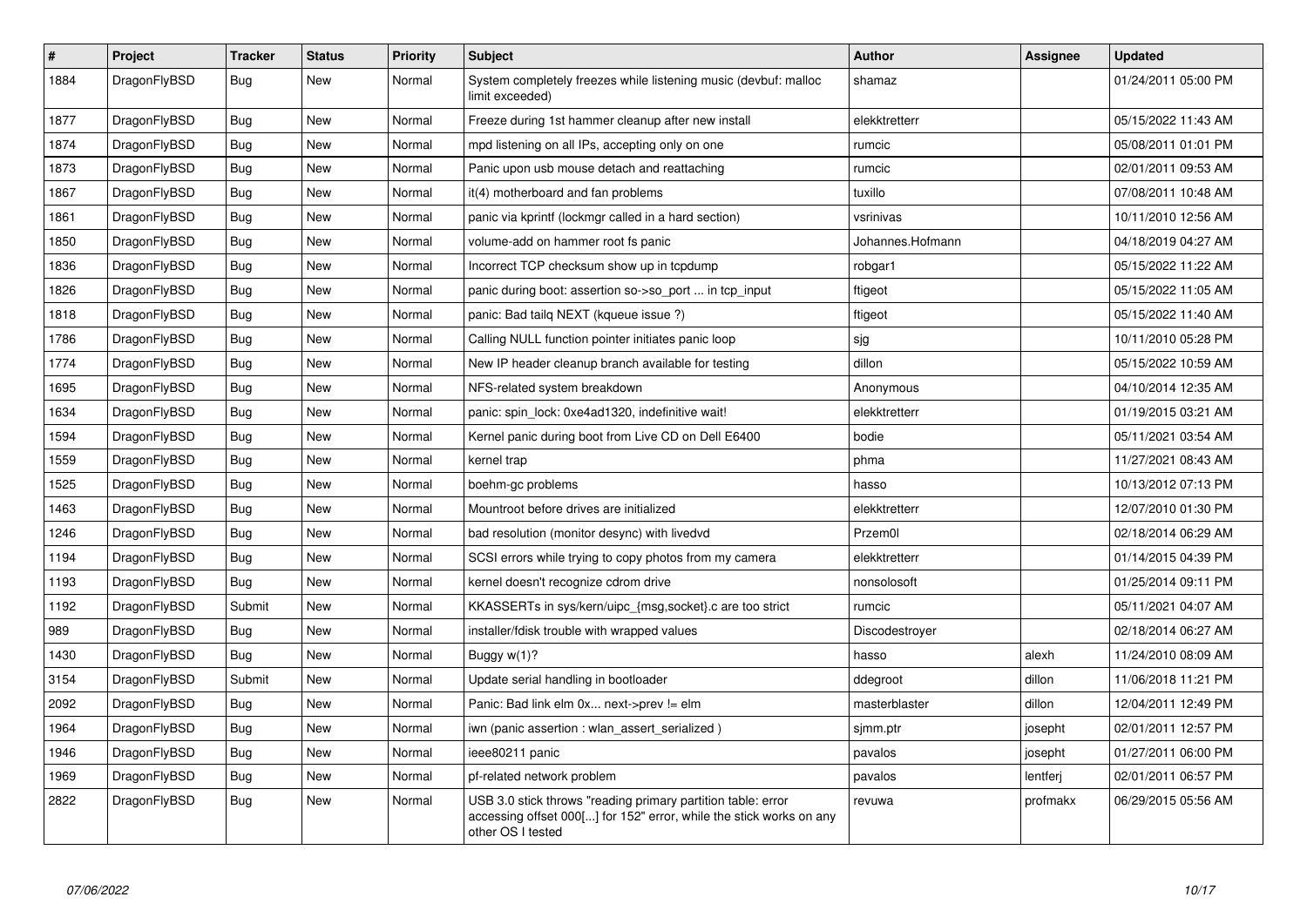| # | Project | Tracker | Status | Priority | Subject | Author | Assignee | Updated |
|---|---|---|---|---|---|---|---|---|
| 1884 | DragonFlyBSD | Bug | New | Normal | System completely freezes while listening music (devbuf: malloc limit exceeded) | shamaz | | 01/24/2011 05:00 PM |
| 1877 | DragonFlyBSD | Bug | New | Normal | Freeze during 1st hammer cleanup after new install | elekktretterr | | 05/15/2022 11:43 AM |
| 1874 | DragonFlyBSD | Bug | New | Normal | mpd listening on all IPs, accepting only on one | rumcic | | 05/08/2011 01:01 PM |
| 1873 | DragonFlyBSD | Bug | New | Normal | Panic upon usb mouse detach and reattaching | rumcic | | 02/01/2011 09:53 AM |
| 1867 | DragonFlyBSD | Bug | New | Normal | it(4) motherboard and fan problems | tuxillo | | 07/08/2011 10:48 AM |
| 1861 | DragonFlyBSD | Bug | New | Normal | panic via kprintf (lockmgr called in a hard section) | vsrinivas | | 10/11/2010 12:56 AM |
| 1850 | DragonFlyBSD | Bug | New | Normal | volume-add on hammer root fs panic | Johannes.Hofmann | | 04/18/2019 04:27 AM |
| 1836 | DragonFlyBSD | Bug | New | Normal | Incorrect TCP checksum show up in tcpdump | robgar1 | | 05/15/2022 11:22 AM |
| 1826 | DragonFlyBSD | Bug | New | Normal | panic during boot: assertion so->so_port ... in tcp_input | ftigeot | | 05/15/2022 11:05 AM |
| 1818 | DragonFlyBSD | Bug | New | Normal | panic: Bad tailq NEXT (kqueue issue ?) | ftigeot | | 05/15/2022 11:40 AM |
| 1786 | DragonFlyBSD | Bug | New | Normal | Calling NULL function pointer initiates panic loop | sjg | | 10/11/2010 05:28 PM |
| 1774 | DragonFlyBSD | Bug | New | Normal | New IP header cleanup branch available for testing | dillon | | 05/15/2022 10:59 AM |
| 1695 | DragonFlyBSD | Bug | New | Normal | NFS-related system breakdown | Anonymous | | 04/10/2014 12:35 AM |
| 1634 | DragonFlyBSD | Bug | New | Normal | panic: spin_lock: 0xe4ad1320, indefinitive wait! | elekktretterr | | 01/19/2015 03:21 AM |
| 1594 | DragonFlyBSD | Bug | New | Normal | Kernel panic during boot from Live CD on Dell E6400 | bodie | | 05/11/2021 03:54 AM |
| 1559 | DragonFlyBSD | Bug | New | Normal | kernel trap | phma | | 11/27/2021 08:43 AM |
| 1525 | DragonFlyBSD | Bug | New | Normal | boehm-gc problems | hasso | | 10/13/2012 07:13 PM |
| 1463 | DragonFlyBSD | Bug | New | Normal | Mountroot before drives are initialized | elekktretterr | | 12/07/2010 01:30 PM |
| 1246 | DragonFlyBSD | Bug | New | Normal | bad resolution (monitor desync) with livedvd | Przem0l | | 02/18/2014 06:29 AM |
| 1194 | DragonFlyBSD | Bug | New | Normal | SCSI errors while trying to copy photos from my camera | elekktretterr | | 01/14/2015 04:39 PM |
| 1193 | DragonFlyBSD | Bug | New | Normal | kernel doesn't recognize cdrom drive | nonsolosoft | | 01/25/2014 09:11 PM |
| 1192 | DragonFlyBSD | Submit | New | Normal | KKASSERTs in sys/kern/uipc_{msg,socket}.c are too strict | rumcic | | 05/11/2021 04:07 AM |
| 989 | DragonFlyBSD | Bug | New | Normal | installer/fdisk trouble with wrapped values | Discodestroyer | | 02/18/2014 06:27 AM |
| 1430 | DragonFlyBSD | Bug | New | Normal | Buggy w(1)? | hasso | alexh | 11/24/2010 08:09 AM |
| 3154 | DragonFlyBSD | Submit | New | Normal | Update serial handling in bootloader | ddegroot | dillon | 11/06/2018 11:21 PM |
| 2092 | DragonFlyBSD | Bug | New | Normal | Panic: Bad link elm 0x... next->prev != elm | masterblaster | dillon | 12/04/2011 12:49 PM |
| 1964 | DragonFlyBSD | Bug | New | Normal | iwn (panic assertion : wlan_assert_serialized ) | sjmm.ptr | josepht | 02/01/2011 12:57 PM |
| 1946 | DragonFlyBSD | Bug | New | Normal | ieee80211 panic | pavalos | josepht | 01/27/2011 06:00 PM |
| 1969 | DragonFlyBSD | Bug | New | Normal | pf-related network problem | pavalos | lentferj | 02/01/2011 06:57 PM |
| 2822 | DragonFlyBSD | Bug | New | Normal | USB 3.0 stick throws "reading primary partition table: error accessing offset 000[...] for 152" error, while the stick works on any other OS I tested | revuwa | profmakx | 06/29/2015 05:56 AM |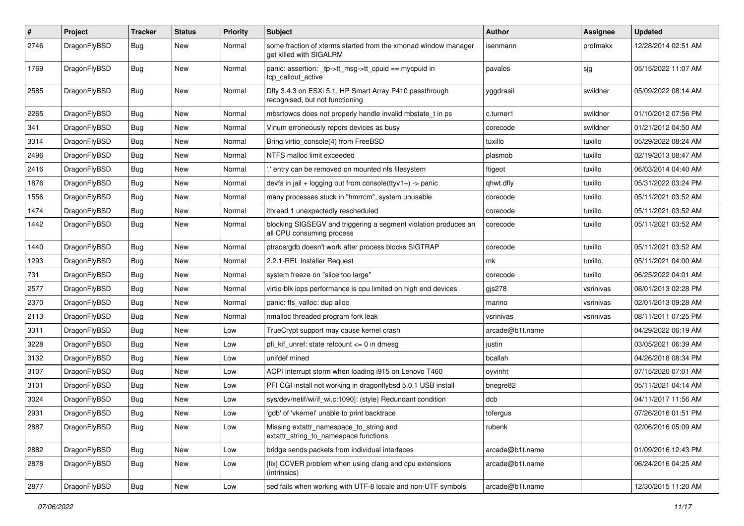| # | Project | Tracker | Status | Priority | Subject | Author | Assignee | Updated |
|---|---|---|---|---|---|---|---|---|
| 2746 | DragonFlyBSD | Bug | New | Normal | some fraction of xterms started from the xmonad window manager get killed with SIGALRM | isenmann | profmakx | 12/28/2014 02:51 AM |
| 1769 | DragonFlyBSD | Bug | New | Normal | panic: assertion: _tp->tt_msg->tt_cpuid == mycpuid in tcp_callout_active | pavalos | sjg | 05/15/2022 11:07 AM |
| 2585 | DragonFlyBSD | Bug | New | Normal | Dfly 3.4.3 on ESXi 5.1, HP Smart Array P410 passthrough recognised, but not functioning | yggdrasil | swildner | 05/09/2022 08:14 AM |
| 2265 | DragonFlyBSD | Bug | New | Normal | mbsrtowcs does not properly handle invalid mbstate_t in ps | c.turner1 | swildner | 01/10/2012 07:56 PM |
| 341 | DragonFlyBSD | Bug | New | Normal | Vinum erroneously repors devices as busy | corecode | swildner | 01/21/2012 04:50 AM |
| 3314 | DragonFlyBSD | Bug | New | Normal | Bring virtio_console(4) from FreeBSD | tuxillo | tuxillo | 05/29/2022 08:24 AM |
| 2496 | DragonFlyBSD | Bug | New | Normal | NTFS malloc limit exceeded | plasmob | tuxillo | 02/19/2013 08:47 AM |
| 2416 | DragonFlyBSD | Bug | New | Normal | '.' entry can be removed on mounted nfs filesystem | ftigeot | tuxillo | 06/03/2014 04:40 AM |
| 1876 | DragonFlyBSD | Bug | New | Normal | devfs in jail + logging out from console(ttyv1+) -> panic | qhwt.dfly | tuxillo | 05/31/2022 03:24 PM |
| 1556 | DragonFlyBSD | Bug | New | Normal | many processes stuck in "hmrrcm", system unusable | corecode | tuxillo | 05/11/2021 03:52 AM |
| 1474 | DragonFlyBSD | Bug | New | Normal | ithread 1 unexpectedly rescheduled | corecode | tuxillo | 05/11/2021 03:52 AM |
| 1442 | DragonFlyBSD | Bug | New | Normal | blocking SIGSEGV and triggering a segment violation produces an all CPU consuming process | corecode | tuxillo | 05/11/2021 03:52 AM |
| 1440 | DragonFlyBSD | Bug | New | Normal | ptrace/gdb doesn't work after process blocks SIGTRAP | corecode | tuxillo | 05/11/2021 03:52 AM |
| 1293 | DragonFlyBSD | Bug | New | Normal | 2.2.1-REL Installer Request | mk | tuxillo | 05/11/2021 04:00 AM |
| 731 | DragonFlyBSD | Bug | New | Normal | system freeze on "slice too large" | corecode | tuxillo | 06/25/2022 04:01 AM |
| 2577 | DragonFlyBSD | Bug | New | Normal | virtio-blk iops performance is cpu limited on high end devices | gjs278 | vsrinivas | 08/01/2013 02:28 PM |
| 2370 | DragonFlyBSD | Bug | New | Normal | panic: ffs_valloc: dup alloc | marino | vsrinivas | 02/01/2013 09:28 AM |
| 2113 | DragonFlyBSD | Bug | New | Normal | nmalloc threaded program fork leak | vsrinivas | vsrinivas | 08/11/2011 07:25 PM |
| 3311 | DragonFlyBSD | Bug | New | Low | TrueCrypt support may cause kernel crash | arcade@b1t.name | | 04/29/2022 06:19 AM |
| 3228 | DragonFlyBSD | Bug | New | Low | pfi_kif_unref: state refcount <= 0 in dmesg | justin | | 03/05/2021 06:39 AM |
| 3132 | DragonFlyBSD | Bug | New | Low | unifdef mined | bcallah | | 04/26/2018 08:34 PM |
| 3107 | DragonFlyBSD | Bug | New | Low | ACPI interrupt storm when loading i915 on Lenovo T460 | oyvinht | | 07/15/2020 07:01 AM |
| 3101 | DragonFlyBSD | Bug | New | Low | PFI CGI install not working in dragonflybsd 5.0.1 USB install | bnegre82 | | 05/11/2021 04:14 AM |
| 3024 | DragonFlyBSD | Bug | New | Low | sys/dev/netif/wi/if_wi.c:1090]: (style) Redundant condition | dcb | | 04/11/2017 11:56 AM |
| 2931 | DragonFlyBSD | Bug | New | Low | 'gdb' of 'vkernel' unable to print backtrace | tofergus | | 07/26/2016 01:51 PM |
| 2887 | DragonFlyBSD | Bug | New | Low | Missing extattr_namespace_to_string and extattr_string_to_namespace functions | rubenk | | 02/06/2016 05:09 AM |
| 2882 | DragonFlyBSD | Bug | New | Low | bridge sends packets from individual interfaces | arcade@b1t.name | | 01/09/2016 12:43 PM |
| 2878 | DragonFlyBSD | Bug | New | Low | [fix] CCVER problem when using clang and cpu extensions (intrinsics) | arcade@b1t.name | | 06/24/2016 04:25 AM |
| 2877 | DragonFlyBSD | Bug | New | Low | sed fails when working with UTF-8 locale and non-UTF symbols | arcade@b1t.name | | 12/30/2015 11:20 AM |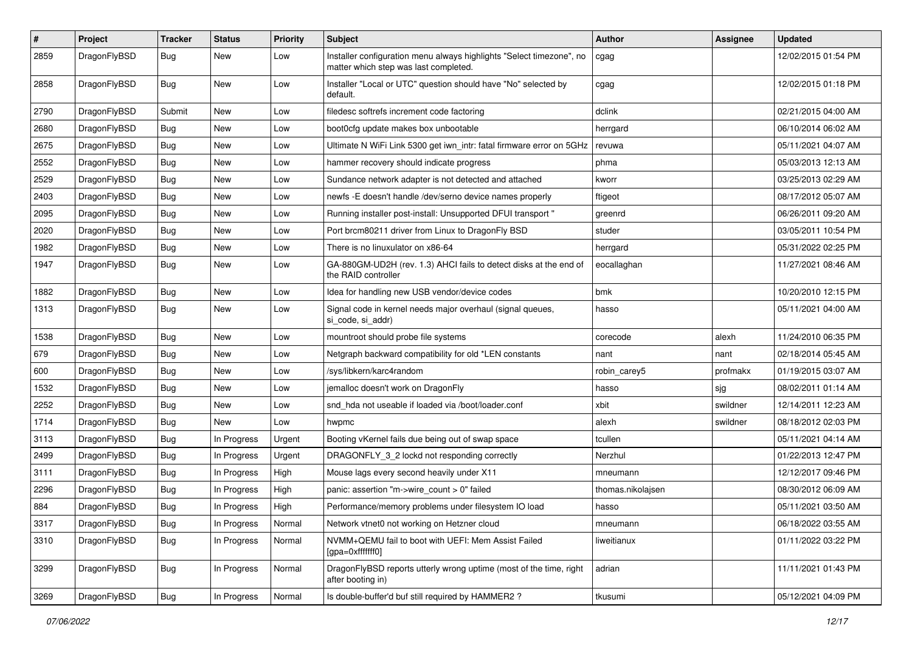| # | Project | Tracker | Status | Priority | Subject | Author | Assignee | Updated |
|---|---|---|---|---|---|---|---|---|
| 2859 | DragonFlyBSD | Bug | New | Low | Installer configuration menu always highlights "Select timezone", no matter which step was last completed. | cgag | | 12/02/2015 01:54 PM |
| 2858 | DragonFlyBSD | Bug | New | Low | Installer "Local or UTC" question should have "No" selected by default. | cgag | | 12/02/2015 01:18 PM |
| 2790 | DragonFlyBSD | Submit | New | Low | filedesc softrefs increment code factoring | dclink | | 02/21/2015 04:00 AM |
| 2680 | DragonFlyBSD | Bug | New | Low | boot0cfg update makes box unbootable | herrgard | | 06/10/2014 06:02 AM |
| 2675 | DragonFlyBSD | Bug | New | Low | Ultimate N WiFi Link 5300 get iwn_intr: fatal firmware error on 5GHz | revuwa | | 05/11/2021 04:07 AM |
| 2552 | DragonFlyBSD | Bug | New | Low | hammer recovery should indicate progress | phma | | 05/03/2013 12:13 AM |
| 2529 | DragonFlyBSD | Bug | New | Low | Sundance network adapter is not detected and attached | kworr | | 03/25/2013 02:29 AM |
| 2403 | DragonFlyBSD | Bug | New | Low | newfs -E doesn't handle /dev/serno device names properly | ftigeot | | 08/17/2012 05:07 AM |
| 2095 | DragonFlyBSD | Bug | New | Low | Running installer post-install: Unsupported DFUI transport " | greenrd | | 06/26/2011 09:20 AM |
| 2020 | DragonFlyBSD | Bug | New | Low | Port brcm80211 driver from Linux to DragonFly BSD | studer | | 03/05/2011 10:54 PM |
| 1982 | DragonFlyBSD | Bug | New | Low | There is no linuxulator on x86-64 | herrgard | | 05/31/2022 02:25 PM |
| 1947 | DragonFlyBSD | Bug | New | Low | GA-880GM-UD2H (rev. 1.3) AHCI fails to detect disks at the end of the RAID controller | eocallaghan | | 11/27/2021 08:46 AM |
| 1882 | DragonFlyBSD | Bug | New | Low | Idea for handling new USB vendor/device codes | bmk | | 10/20/2010 12:15 PM |
| 1313 | DragonFlyBSD | Bug | New | Low | Signal code in kernel needs major overhaul (signal queues, si_code, si_addr) | hasso | | 05/11/2021 04:00 AM |
| 1538 | DragonFlyBSD | Bug | New | Low | mountroot should probe file systems | corecode | alexh | 11/24/2010 06:35 PM |
| 679 | DragonFlyBSD | Bug | New | Low | Netgraph backward compatibility for old *LEN constants | nant | nant | 02/18/2014 05:45 AM |
| 600 | DragonFlyBSD | Bug | New | Low | /sys/libkern/karc4random | robin_carey5 | profmakx | 01/19/2015 03:07 AM |
| 1532 | DragonFlyBSD | Bug | New | Low | jemalloc doesn't work on DragonFly | hasso | sjg | 08/02/2011 01:14 AM |
| 2252 | DragonFlyBSD | Bug | New | Low | snd_hda not useable if loaded via /boot/loader.conf | xbit | swildner | 12/14/2011 12:23 AM |
| 1714 | DragonFlyBSD | Bug | New | Low | hwpmc | alexh | swildner | 08/18/2012 02:03 PM |
| 3113 | DragonFlyBSD | Bug | In Progress | Urgent | Booting vKernel fails due being out of swap space | tcullen | | 05/11/2021 04:14 AM |
| 2499 | DragonFlyBSD | Bug | In Progress | Urgent | DRAGONFLY_3_2 lockd not responding correctly | Nerzhul | | 01/22/2013 12:47 PM |
| 3111 | DragonFlyBSD | Bug | In Progress | High | Mouse lags every second heavily under X11 | mneumann | | 12/12/2017 09:46 PM |
| 2296 | DragonFlyBSD | Bug | In Progress | High | panic: assertion "m->wire_count > 0" failed | thomas.nikolajsen | | 08/30/2012 06:09 AM |
| 884 | DragonFlyBSD | Bug | In Progress | High | Performance/memory problems under filesystem IO load | hasso | | 05/11/2021 03:50 AM |
| 3317 | DragonFlyBSD | Bug | In Progress | Normal | Network vtnet0 not working on Hetzner cloud | mneumann | | 06/18/2022 03:55 AM |
| 3310 | DragonFlyBSD | Bug | In Progress | Normal | NVMM+QEMU fail to boot with UEFI: Mem Assist Failed [gpa=0xfffffff0] | liweitianux | | 01/11/2022 03:22 PM |
| 3299 | DragonFlyBSD | Bug | In Progress | Normal | DragonFlyBSD reports utterly wrong uptime (most of the time, right after booting in) | adrian | | 11/11/2021 01:43 PM |
| 3269 | DragonFlyBSD | Bug | In Progress | Normal | Is double-buffer'd buf still required by HAMMER2 ? | tkusumi | | 05/12/2021 04:09 PM |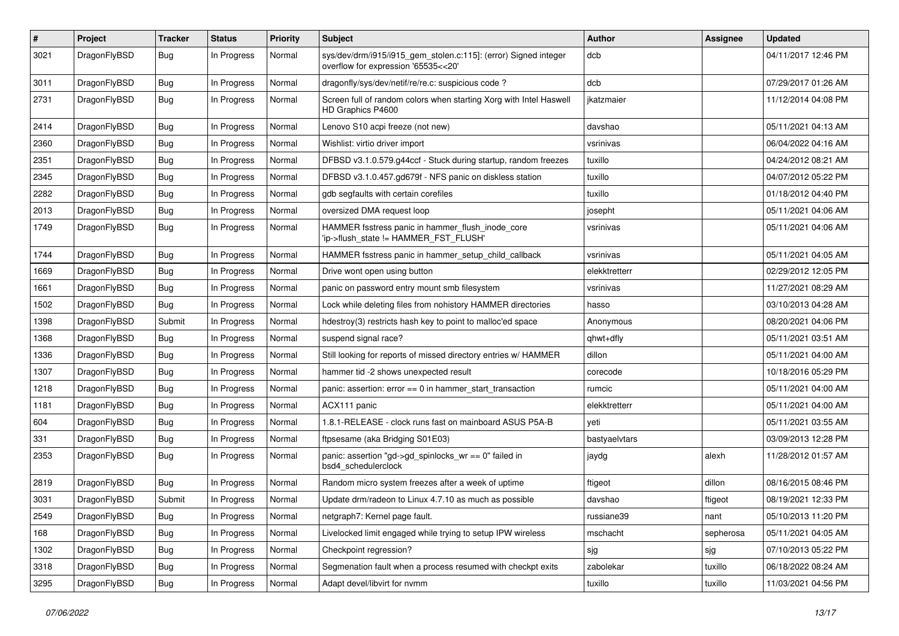| # | Project | Tracker | Status | Priority | Subject | Author | Assignee | Updated |
|---|---|---|---|---|---|---|---|---|
| 3021 | DragonFlyBSD | Bug | In Progress | Normal | sys/dev/drm/i915/i915_gem_stolen.c:115]: (error) Signed integer overflow for expression '65535<<20' | dcb | | 04/11/2017 12:46 PM |
| 3011 | DragonFlyBSD | Bug | In Progress | Normal | dragonfly/sys/dev/netif/re/re.c: suspicious code ? | dcb | | 07/29/2017 01:26 AM |
| 2731 | DragonFlyBSD | Bug | In Progress | Normal | Screen full of random colors when starting Xorg with Intel Haswell HD Graphics P4600 | jkatzmaier | | 11/12/2014 04:08 PM |
| 2414 | DragonFlyBSD | Bug | In Progress | Normal | Lenovo S10 acpi freeze (not new) | davshao | | 05/11/2021 04:13 AM |
| 2360 | DragonFlyBSD | Bug | In Progress | Normal | Wishlist: virtio driver import | vsrinivas | | 06/04/2022 04:16 AM |
| 2351 | DragonFlyBSD | Bug | In Progress | Normal | DFBSD v3.1.0.579.g44ccf - Stuck during startup, random freezes | tuxillo | | 04/24/2012 08:21 AM |
| 2345 | DragonFlyBSD | Bug | In Progress | Normal | DFBSD v3.1.0.457.gd679f - NFS panic on diskless station | tuxillo | | 04/07/2012 05:22 PM |
| 2282 | DragonFlyBSD | Bug | In Progress | Normal | gdb segfaults with certain corefiles | tuxillo | | 01/18/2012 04:40 PM |
| 2013 | DragonFlyBSD | Bug | In Progress | Normal | oversized DMA request loop | josepht | | 05/11/2021 04:06 AM |
| 1749 | DragonFlyBSD | Bug | In Progress | Normal | HAMMER fsstress panic in hammer_flush_inode_core 'ip->flush_state != HAMMER_FST_FLUSH' | vsrinivas | | 05/11/2021 04:06 AM |
| 1744 | DragonFlyBSD | Bug | In Progress | Normal | HAMMER fsstress panic in hammer_setup_child_callback | vsrinivas | | 05/11/2021 04:05 AM |
| 1669 | DragonFlyBSD | Bug | In Progress | Normal | Drive wont open using button | elekktretterr | | 02/29/2012 12:05 PM |
| 1661 | DragonFlyBSD | Bug | In Progress | Normal | panic on password entry mount smb filesystem | vsrinivas | | 11/27/2021 08:29 AM |
| 1502 | DragonFlyBSD | Bug | In Progress | Normal | Lock while deleting files from nohistory HAMMER directories | hasso | | 03/10/2013 04:28 AM |
| 1398 | DragonFlyBSD | Submit | In Progress | Normal | hdestroy(3) restricts hash key to point to malloc'ed space | Anonymous | | 08/20/2021 04:06 PM |
| 1368 | DragonFlyBSD | Bug | In Progress | Normal | suspend signal race? | qhwt+dfly | | 05/11/2021 03:51 AM |
| 1336 | DragonFlyBSD | Bug | In Progress | Normal | Still looking for reports of missed directory entries w/ HAMMER | dillon | | 05/11/2021 04:00 AM |
| 1307 | DragonFlyBSD | Bug | In Progress | Normal | hammer tid -2 shows unexpected result | corecode | | 10/18/2016 05:29 PM |
| 1218 | DragonFlyBSD | Bug | In Progress | Normal | panic: assertion: error == 0 in hammer_start_transaction | rumcic | | 05/11/2021 04:00 AM |
| 1181 | DragonFlyBSD | Bug | In Progress | Normal | ACX111 panic | elekktretterr | | 05/11/2021 04:00 AM |
| 604 | DragonFlyBSD | Bug | In Progress | Normal | 1.8.1-RELEASE - clock runs fast on mainboard ASUS P5A-B | yeti | | 05/11/2021 03:55 AM |
| 331 | DragonFlyBSD | Bug | In Progress | Normal | ftpsesame (aka Bridging S01E03) | bastyaelvtars | | 03/09/2013 12:28 PM |
| 2353 | DragonFlyBSD | Bug | In Progress | Normal | panic: assertion "gd->gd_spinlocks_wr == 0" failed in bsd4_schedulerclock | jaydg | alexh | 11/28/2012 01:57 AM |
| 2819 | DragonFlyBSD | Bug | In Progress | Normal | Random micro system freezes after a week of uptime | ftigeot | dillon | 08/16/2015 08:46 PM |
| 3031 | DragonFlyBSD | Submit | In Progress | Normal | Update drm/radeon to Linux 4.7.10 as much as possible | davshao | ftigeot | 08/19/2021 12:33 PM |
| 2549 | DragonFlyBSD | Bug | In Progress | Normal | netgraph7: Kernel page fault. | russiane39 | nant | 05/10/2013 11:20 PM |
| 168 | DragonFlyBSD | Bug | In Progress | Normal | Livelocked limit engaged while trying to setup IPW wireless | mschacht | sepherosa | 05/11/2021 04:05 AM |
| 1302 | DragonFlyBSD | Bug | In Progress | Normal | Checkpoint regression? | sjg | sjg | 07/10/2013 05:22 PM |
| 3318 | DragonFlyBSD | Bug | In Progress | Normal | Segmenation fault when a process resumed with checkpt exits | zabolekar | tuxillo | 06/18/2022 08:24 AM |
| 3295 | DragonFlyBSD | Bug | In Progress | Normal | Adapt devel/libvirt for nvmm | tuxillo | tuxillo | 11/03/2021 04:56 PM |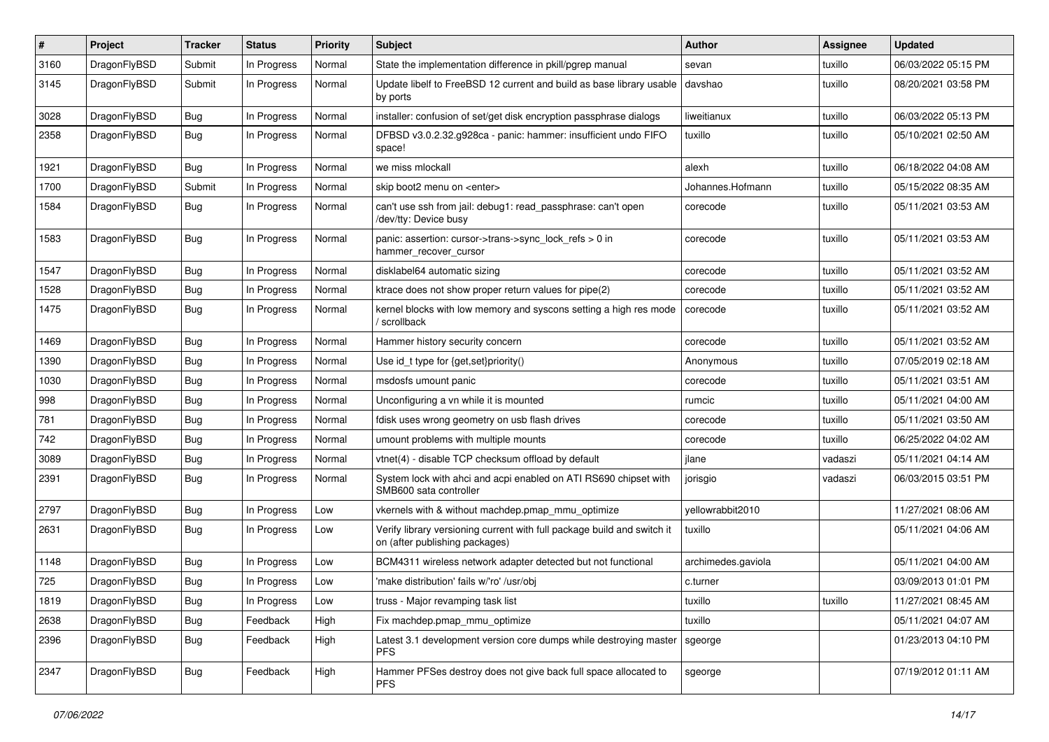| # | Project | Tracker | Status | Priority | Subject | Author | Assignee | Updated |
|---|---|---|---|---|---|---|---|---|
| 3160 | DragonFlyBSD | Submit | In Progress | Normal | State the implementation difference in pkill/pgrep manual | sevan | tuxillo | 06/03/2022 05:15 PM |
| 3145 | DragonFlyBSD | Submit | In Progress | Normal | Update libelf to FreeBSD 12 current and build as base library usable by ports | davshao | tuxillo | 08/20/2021 03:58 PM |
| 3028 | DragonFlyBSD | Bug | In Progress | Normal | installer: confusion of set/get disk encryption passphrase dialogs | liweitianux | tuxillo | 06/03/2022 05:13 PM |
| 2358 | DragonFlyBSD | Bug | In Progress | Normal | DFBSD v3.0.2.32.g928ca - panic: hammer: insufficient undo FIFO space! | tuxillo | tuxillo | 05/10/2021 02:50 AM |
| 1921 | DragonFlyBSD | Bug | In Progress | Normal | we miss mlockall | alexh | tuxillo | 06/18/2022 04:08 AM |
| 1700 | DragonFlyBSD | Submit | In Progress | Normal | skip boot2 menu on <enter> | Johannes.Hofmann | tuxillo | 05/15/2022 08:35 AM |
| 1584 | DragonFlyBSD | Bug | In Progress | Normal | can't use ssh from jail: debug1: read_passphrase: can't open /dev/tty: Device busy | corecode | tuxillo | 05/11/2021 03:53 AM |
| 1583 | DragonFlyBSD | Bug | In Progress | Normal | panic: assertion: cursor->trans->sync_lock_refs > 0 in hammer_recover_cursor | corecode | tuxillo | 05/11/2021 03:53 AM |
| 1547 | DragonFlyBSD | Bug | In Progress | Normal | disklabel64 automatic sizing | corecode | tuxillo | 05/11/2021 03:52 AM |
| 1528 | DragonFlyBSD | Bug | In Progress | Normal | ktrace does not show proper return values for pipe(2) | corecode | tuxillo | 05/11/2021 03:52 AM |
| 1475 | DragonFlyBSD | Bug | In Progress | Normal | kernel blocks with low memory and syscons setting a high res mode / scrollback | corecode | tuxillo | 05/11/2021 03:52 AM |
| 1469 | DragonFlyBSD | Bug | In Progress | Normal | Hammer history security concern | corecode | tuxillo | 05/11/2021 03:52 AM |
| 1390 | DragonFlyBSD | Bug | In Progress | Normal | Use id_t type for {get,set}priority() | Anonymous | tuxillo | 07/05/2019 02:18 AM |
| 1030 | DragonFlyBSD | Bug | In Progress | Normal | msdosfs umount panic | corecode | tuxillo | 05/11/2021 03:51 AM |
| 998 | DragonFlyBSD | Bug | In Progress | Normal | Unconfiguring a vn while it is mounted | rumcic | tuxillo | 05/11/2021 04:00 AM |
| 781 | DragonFlyBSD | Bug | In Progress | Normal | fdisk uses wrong geometry on usb flash drives | corecode | tuxillo | 05/11/2021 03:50 AM |
| 742 | DragonFlyBSD | Bug | In Progress | Normal | umount problems with multiple mounts | corecode | tuxillo | 06/25/2022 04:02 AM |
| 3089 | DragonFlyBSD | Bug | In Progress | Normal | vtnet(4) - disable TCP checksum offload by default | jlane | vadaszi | 05/11/2021 04:14 AM |
| 2391 | DragonFlyBSD | Bug | In Progress | Normal | System lock with ahci and acpi enabled on ATI RS690 chipset with SMB600 sata controller | jorisgio | vadaszi | 06/03/2015 03:51 PM |
| 2797 | DragonFlyBSD | Bug | In Progress | Low | vkernels with & without machdep.pmap_mmu_optimize | yellowrabbit2010 | | 11/27/2021 08:06 AM |
| 2631 | DragonFlyBSD | Bug | In Progress | Low | Verify library versioning current with full package build and switch it on (after publishing packages) | tuxillo | | 05/11/2021 04:06 AM |
| 1148 | DragonFlyBSD | Bug | In Progress | Low | BCM4311 wireless network adapter detected but not functional | archimedes.gaviola | | 05/11/2021 04:00 AM |
| 725 | DragonFlyBSD | Bug | In Progress | Low | 'make distribution' fails w/'ro' /usr/obj | c.turner | | 03/09/2013 01:01 PM |
| 1819 | DragonFlyBSD | Bug | In Progress | Low | truss - Major revamping task list | tuxillo | tuxillo | 11/27/2021 08:45 AM |
| 2638 | DragonFlyBSD | Bug | Feedback | High | Fix machdep.pmap_mmu_optimize | tuxillo | | 05/11/2021 04:07 AM |
| 2396 | DragonFlyBSD | Bug | Feedback | High | Latest 3.1 development version core dumps while destroying master PFS | sgeorge | | 01/23/2013 04:10 PM |
| 2347 | DragonFlyBSD | Bug | Feedback | High | Hammer PFSes destroy does not give back full space allocated to PFS | sgeorge | | 07/19/2012 01:11 AM |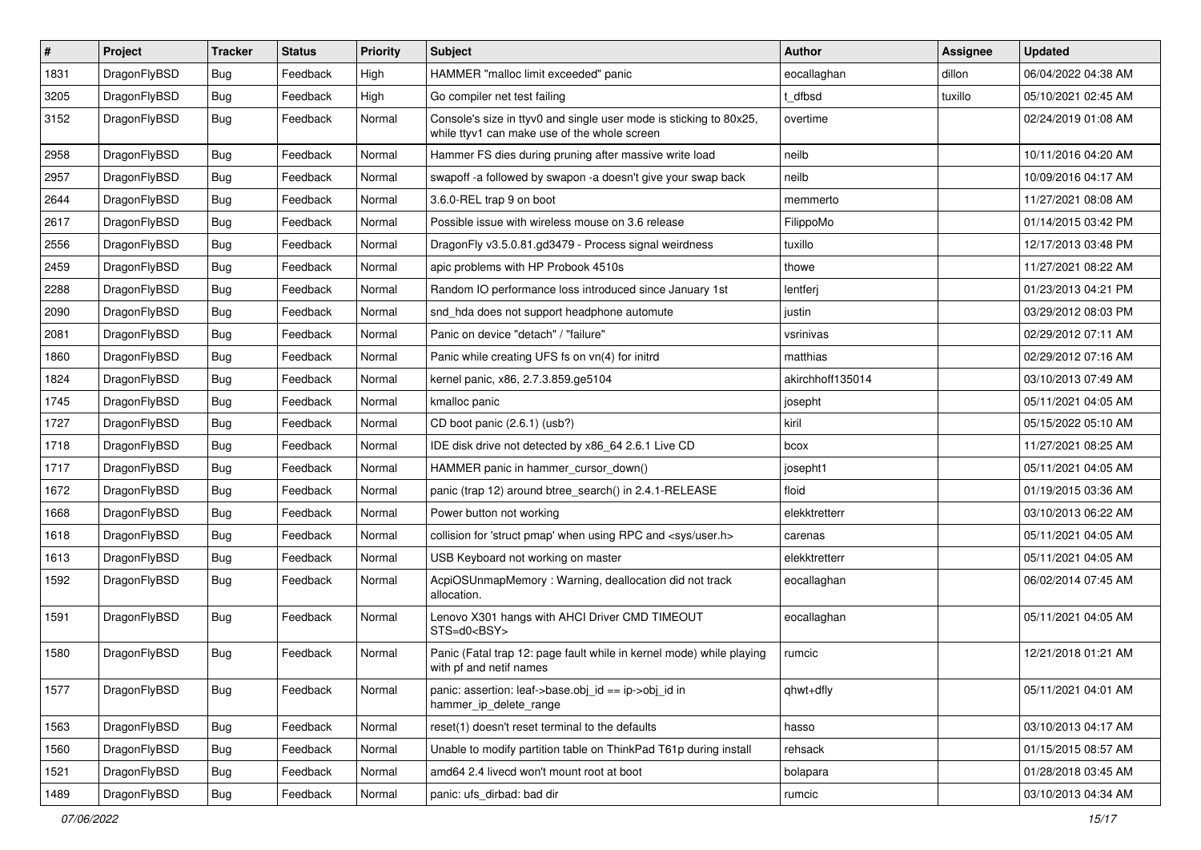| # | Project | Tracker | Status | Priority | Subject | Author | Assignee | Updated |
|---|---|---|---|---|---|---|---|---|
| 1831 | DragonFlyBSD | Bug | Feedback | High | HAMMER "malloc limit exceeded" panic | eocallaghan | dillon | 06/04/2022 04:38 AM |
| 3205 | DragonFlyBSD | Bug | Feedback | High | Go compiler net test failing | t_dfbsd | tuxillo | 05/10/2021 02:45 AM |
| 3152 | DragonFlyBSD | Bug | Feedback | Normal | Console's size in ttyv0 and single user mode is sticking to 80x25, while ttyv1 can make use of the whole screen | overtime | | 02/24/2019 01:08 AM |
| 2958 | DragonFlyBSD | Bug | Feedback | Normal | Hammer FS dies during pruning after massive write load | neilb | | 10/11/2016 04:20 AM |
| 2957 | DragonFlyBSD | Bug | Feedback | Normal | swapoff -a followed by swapon -a doesn't give your swap back | neilb | | 10/09/2016 04:17 AM |
| 2644 | DragonFlyBSD | Bug | Feedback | Normal | 3.6.0-REL trap 9 on boot | memmerto | | 11/27/2021 08:08 AM |
| 2617 | DragonFlyBSD | Bug | Feedback | Normal | Possible issue with wireless mouse on 3.6 release | FilippoMo | | 01/14/2015 03:42 PM |
| 2556 | DragonFlyBSD | Bug | Feedback | Normal | DragonFly v3.5.0.81.gd3479 - Process signal weirdness | tuxillo | | 12/17/2013 03:48 PM |
| 2459 | DragonFlyBSD | Bug | Feedback | Normal | apic problems with HP Probook 4510s | thowe | | 11/27/2021 08:22 AM |
| 2288 | DragonFlyBSD | Bug | Feedback | Normal | Random IO performance loss introduced since January 1st | lentferj | | 01/23/2013 04:21 PM |
| 2090 | DragonFlyBSD | Bug | Feedback | Normal | snd_hda does not support headphone automute | justin | | 03/29/2012 08:03 PM |
| 2081 | DragonFlyBSD | Bug | Feedback | Normal | Panic on device "detach" / "failure" | vsrinivas | | 02/29/2012 07:11 AM |
| 1860 | DragonFlyBSD | Bug | Feedback | Normal | Panic while creating UFS fs on vn(4) for initrd | matthias | | 02/29/2012 07:16 AM |
| 1824 | DragonFlyBSD | Bug | Feedback | Normal | kernel panic, x86, 2.7.3.859.ge5104 | akirchhoff135014 | | 03/10/2013 07:49 AM |
| 1745 | DragonFlyBSD | Bug | Feedback | Normal | kmalloc panic | josepht | | 05/11/2021 04:05 AM |
| 1727 | DragonFlyBSD | Bug | Feedback | Normal | CD boot panic (2.6.1) (usb?) | kiril | | 05/15/2022 05:10 AM |
| 1718 | DragonFlyBSD | Bug | Feedback | Normal | IDE disk drive not detected by x86_64 2.6.1 Live CD | bcox | | 11/27/2021 08:25 AM |
| 1717 | DragonFlyBSD | Bug | Feedback | Normal | HAMMER panic in hammer_cursor_down() | josepht1 | | 05/11/2021 04:05 AM |
| 1672 | DragonFlyBSD | Bug | Feedback | Normal | panic (trap 12) around btree_search() in 2.4.1-RELEASE | floid | | 01/19/2015 03:36 AM |
| 1668 | DragonFlyBSD | Bug | Feedback | Normal | Power button not working | elekktretterr | | 03/10/2013 06:22 AM |
| 1618 | DragonFlyBSD | Bug | Feedback | Normal | collision for 'struct pmap' when using RPC and <sys/user.h> | carenas | | 05/11/2021 04:05 AM |
| 1613 | DragonFlyBSD | Bug | Feedback | Normal | USB Keyboard not working on master | elekktretterr | | 05/11/2021 04:05 AM |
| 1592 | DragonFlyBSD | Bug | Feedback | Normal | AcpiOSUnmapMemory : Warning, deallocation did not track allocation. | eocallaghan | | 06/02/2014 07:45 AM |
| 1591 | DragonFlyBSD | Bug | Feedback | Normal | Lenovo X301 hangs with AHCI Driver CMD TIMEOUT STS=d0<BSY> | eocallaghan | | 05/11/2021 04:05 AM |
| 1580 | DragonFlyBSD | Bug | Feedback | Normal | Panic (Fatal trap 12: page fault while in kernel mode) while playing with pf and netif names | rumcic | | 12/21/2018 01:21 AM |
| 1577 | DragonFlyBSD | Bug | Feedback | Normal | panic: assertion: leaf->base.obj_id == ip->obj_id in hammer_ip_delete_range | qhwt+dfly | | 05/11/2021 04:01 AM |
| 1563 | DragonFlyBSD | Bug | Feedback | Normal | reset(1) doesn't reset terminal to the defaults | hasso | | 03/10/2013 04:17 AM |
| 1560 | DragonFlyBSD | Bug | Feedback | Normal | Unable to modify partition table on ThinkPad T61p during install | rehsack | | 01/15/2015 08:57 AM |
| 1521 | DragonFlyBSD | Bug | Feedback | Normal | amd64 2.4 livecd won't mount root at boot | bolapara | | 01/28/2018 03:45 AM |
| 1489 | DragonFlyBSD | Bug | Feedback | Normal | panic: ufs_dirbad: bad dir | rumcic | | 03/10/2013 04:34 AM |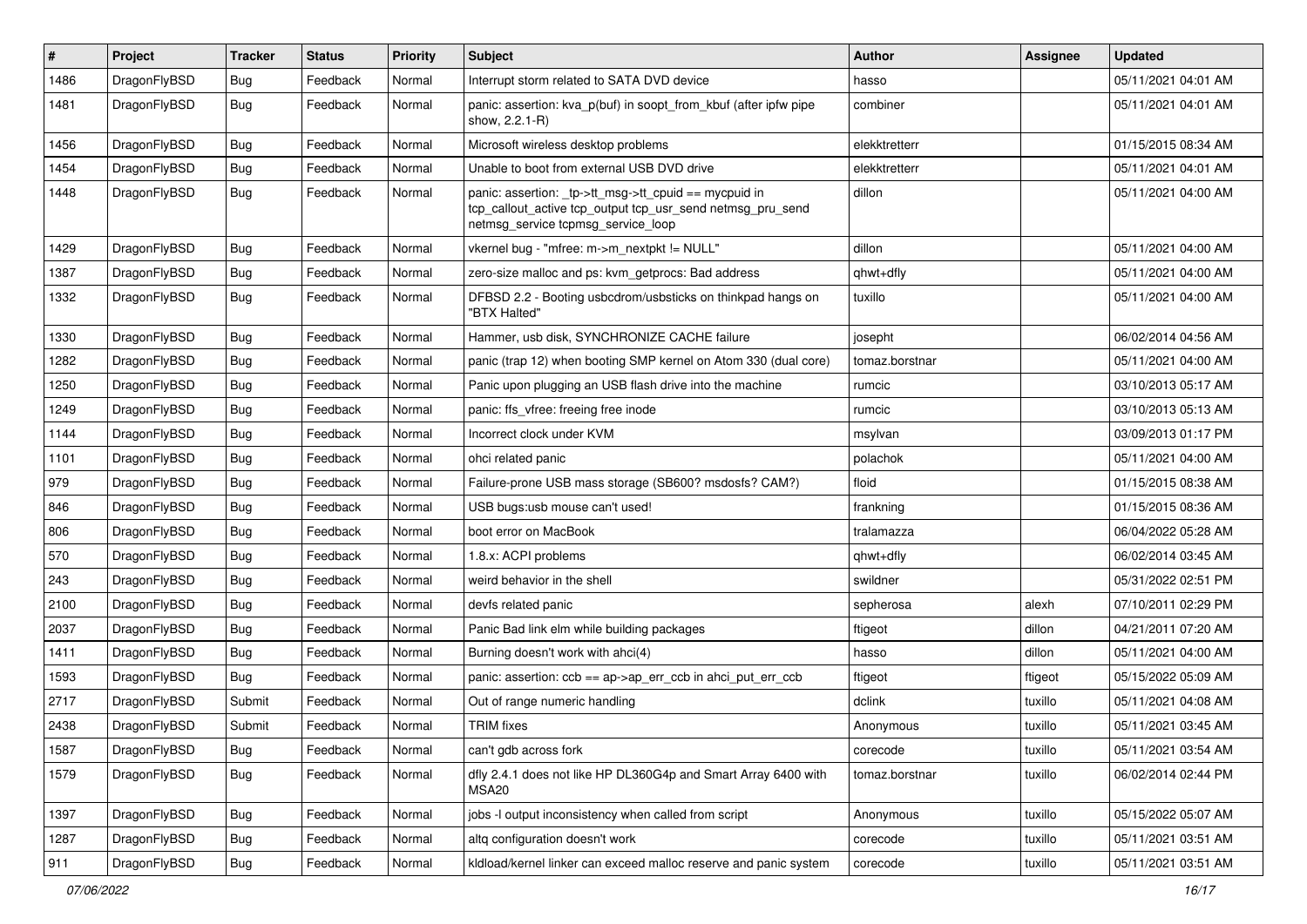| # | Project | Tracker | Status | Priority | Subject | Author | Assignee | Updated |
|---|---|---|---|---|---|---|---|---|
| 1486 | DragonFlyBSD | Bug | Feedback | Normal | Interrupt storm related to SATA DVD device | hasso | | 05/11/2021 04:01 AM |
| 1481 | DragonFlyBSD | Bug | Feedback | Normal | panic: assertion: kva_p(buf) in soopt_from_kbuf (after ipfw pipe show, 2.2.1-R) | combiner | | 05/11/2021 04:01 AM |
| 1456 | DragonFlyBSD | Bug | Feedback | Normal | Microsoft wireless desktop problems | elekktretterr | | 01/15/2015 08:34 AM |
| 1454 | DragonFlyBSD | Bug | Feedback | Normal | Unable to boot from external USB DVD drive | elekktretterr | | 05/11/2021 04:01 AM |
| 1448 | DragonFlyBSD | Bug | Feedback | Normal | panic: assertion: _tp->tt_msg->tt_cpuid == mycpuid in tcp_callout_active tcp_output tcp_usr_send netmsg_pru_send netmsg_service tcpmsg_service_loop | dillon | | 05/11/2021 04:00 AM |
| 1429 | DragonFlyBSD | Bug | Feedback | Normal | vkernel bug - "mfree: m->m_nextpkt != NULL" | dillon | | 05/11/2021 04:00 AM |
| 1387 | DragonFlyBSD | Bug | Feedback | Normal | zero-size malloc and ps: kvm_getprocs: Bad address | qhwt+dfly | | 05/11/2021 04:00 AM |
| 1332 | DragonFlyBSD | Bug | Feedback | Normal | DFBSD 2.2 - Booting usbcdrom/usbsticks on thinkpad hangs on "BTX Halted" | tuxillo | | 05/11/2021 04:00 AM |
| 1330 | DragonFlyBSD | Bug | Feedback | Normal | Hammer, usb disk, SYNCHRONIZE CACHE failure | josepht | | 06/02/2014 04:56 AM |
| 1282 | DragonFlyBSD | Bug | Feedback | Normal | panic (trap 12) when booting SMP kernel on Atom 330 (dual core) | tomaz.borstnar | | 05/11/2021 04:00 AM |
| 1250 | DragonFlyBSD | Bug | Feedback | Normal | Panic upon plugging an USB flash drive into the machine | rumcic | | 03/10/2013 05:17 AM |
| 1249 | DragonFlyBSD | Bug | Feedback | Normal | panic: ffs_vfree: freeing free inode | rumcic | | 03/10/2013 05:13 AM |
| 1144 | DragonFlyBSD | Bug | Feedback | Normal | Incorrect clock under KVM | msylvan | | 03/09/2013 01:17 PM |
| 1101 | DragonFlyBSD | Bug | Feedback | Normal | ohci related panic | polachok | | 05/11/2021 04:00 AM |
| 979 | DragonFlyBSD | Bug | Feedback | Normal | Failure-prone USB mass storage (SB600? msdosfs? CAM?) | floid | | 01/15/2015 08:38 AM |
| 846 | DragonFlyBSD | Bug | Feedback | Normal | USB bugs:usb mouse can't used! | frankning | | 01/15/2015 08:36 AM |
| 806 | DragonFlyBSD | Bug | Feedback | Normal | boot error on MacBook | tralamazza | | 06/04/2022 05:28 AM |
| 570 | DragonFlyBSD | Bug | Feedback | Normal | 1.8.x: ACPI problems | qhwt+dfly | | 06/02/2014 03:45 AM |
| 243 | DragonFlyBSD | Bug | Feedback | Normal | weird behavior in the shell | swildner | | 05/31/2022 02:51 PM |
| 2100 | DragonFlyBSD | Bug | Feedback | Normal | devfs related panic | sepherosa | alexh | 07/10/2011 02:29 PM |
| 2037 | DragonFlyBSD | Bug | Feedback | Normal | Panic Bad link elm while building packages | ftigeot | dillon | 04/21/2011 07:20 AM |
| 1411 | DragonFlyBSD | Bug | Feedback | Normal | Burning doesn't work with ahci(4) | hasso | dillon | 05/11/2021 04:00 AM |
| 1593 | DragonFlyBSD | Bug | Feedback | Normal | panic: assertion: ccb == ap->ap_err_ccb in ahci_put_err_ccb | ftigeot | ftigeot | 05/15/2022 05:09 AM |
| 2717 | DragonFlyBSD | Submit | Feedback | Normal | Out of range numeric handling | dclink | tuxillo | 05/11/2021 04:08 AM |
| 2438 | DragonFlyBSD | Submit | Feedback | Normal | TRIM fixes | Anonymous | tuxillo | 05/11/2021 03:45 AM |
| 1587 | DragonFlyBSD | Bug | Feedback | Normal | can't gdb across fork | corecode | tuxillo | 05/11/2021 03:54 AM |
| 1579 | DragonFlyBSD | Bug | Feedback | Normal | dfly 2.4.1 does not like HP DL360G4p and Smart Array 6400 with MSA20 | tomaz.borstnar | tuxillo | 06/02/2014 02:44 PM |
| 1397 | DragonFlyBSD | Bug | Feedback | Normal | jobs -l output inconsistency when called from script | Anonymous | tuxillo | 05/15/2022 05:07 AM |
| 1287 | DragonFlyBSD | Bug | Feedback | Normal | altq configuration doesn't work | corecode | tuxillo | 05/11/2021 03:51 AM |
| 911 | DragonFlyBSD | Bug | Feedback | Normal | kldload/kernel linker can exceed malloc reserve and panic system | corecode | tuxillo | 05/11/2021 03:51 AM |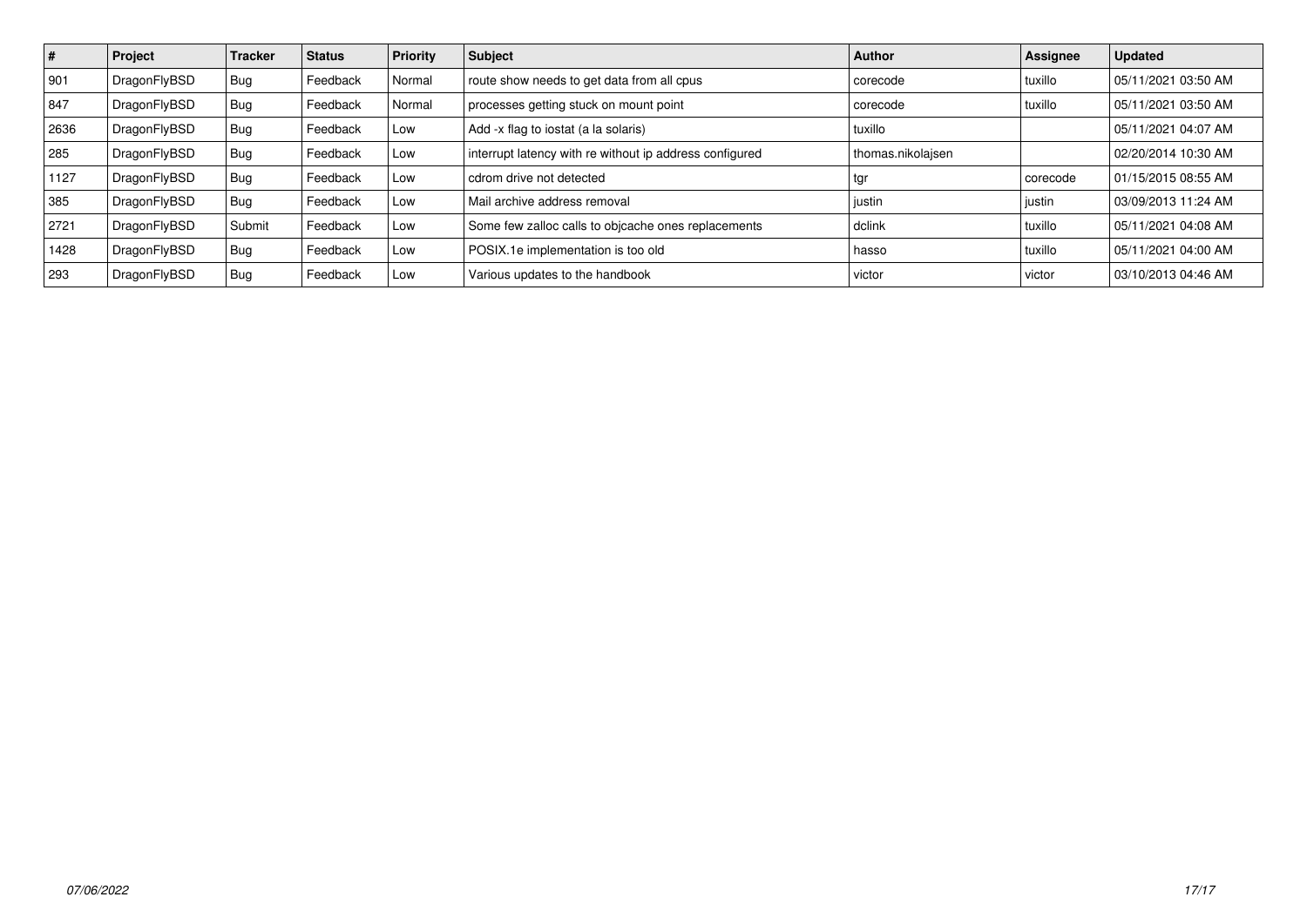| # | Project | Tracker | Status | Priority | Subject | Author | Assignee | Updated |
|---|---|---|---|---|---|---|---|---|
| 901 | DragonFlyBSD | Bug | Feedback | Normal | route show needs to get data from all cpus | corecode | tuxillo | 05/11/2021 03:50 AM |
| 847 | DragonFlyBSD | Bug | Feedback | Normal | processes getting stuck on mount point | corecode | tuxillo | 05/11/2021 03:50 AM |
| 2636 | DragonFlyBSD | Bug | Feedback | Low | Add -x flag to iostat (a la solaris) | tuxillo | | 05/11/2021 04:07 AM |
| 285 | DragonFlyBSD | Bug | Feedback | Low | interrupt latency with re without ip address configured | thomas.nikolajsen | | 02/20/2014 10:30 AM |
| 1127 | DragonFlyBSD | Bug | Feedback | Low | cdrom drive not detected | tgr | corecode | 01/15/2015 08:55 AM |
| 385 | DragonFlyBSD | Bug | Feedback | Low | Mail archive address removal | justin | justin | 03/09/2013 11:24 AM |
| 2721 | DragonFlyBSD | Submit | Feedback | Low | Some few zalloc calls to objcache ones replacements | dclink | tuxillo | 05/11/2021 04:08 AM |
| 1428 | DragonFlyBSD | Bug | Feedback | Low | POSIX.1e implementation is too old | hasso | tuxillo | 05/11/2021 04:00 AM |
| 293 | DragonFlyBSD | Bug | Feedback | Low | Various updates to the handbook | victor | victor | 03/10/2013 04:46 AM |

*07/06/2022*